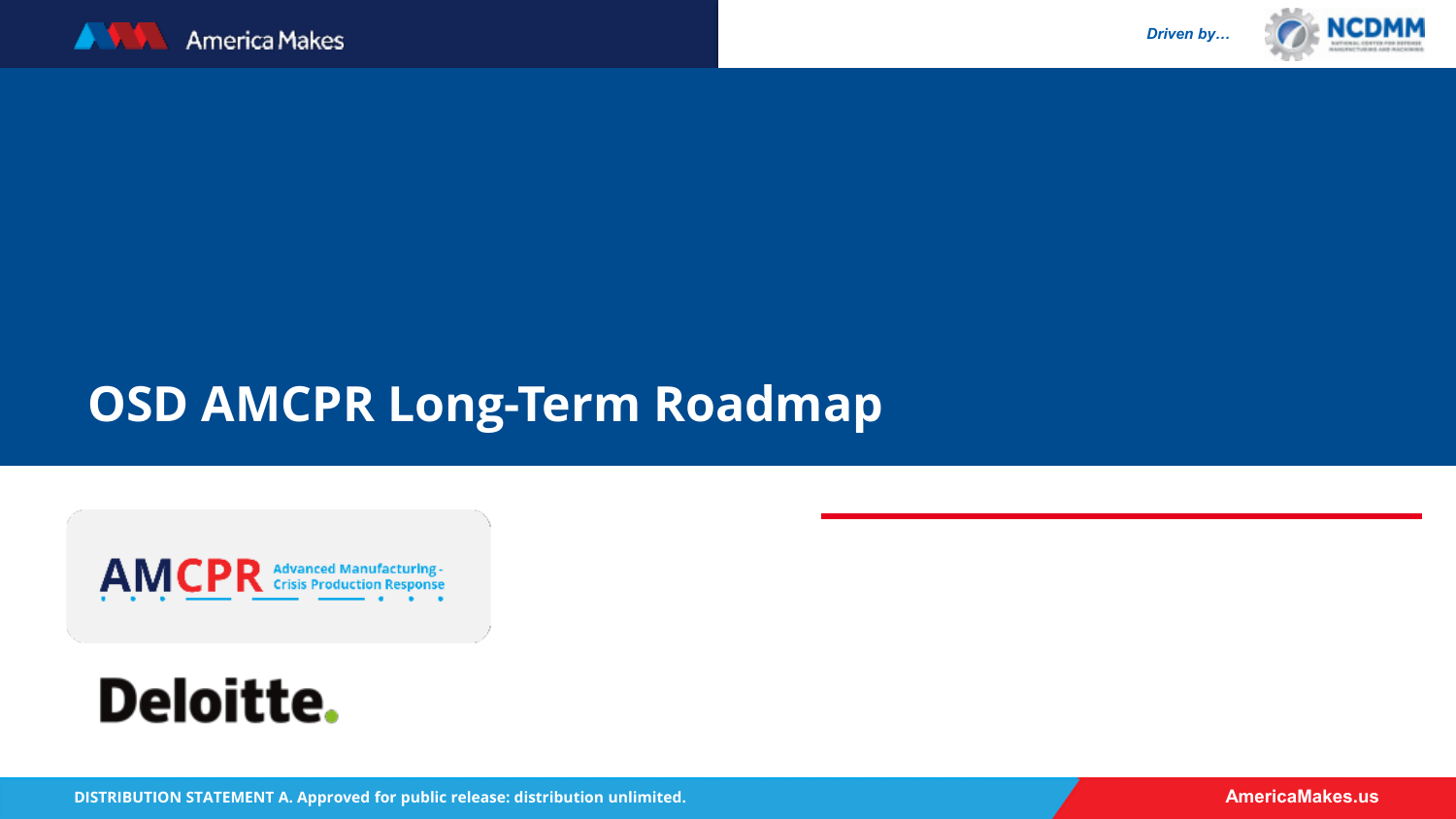America Makes

*Driven by…* NCDMM

# OSD AMCPR Long-Term Roadmap

AMCPR Advanced Manufacturing - Crisis Production Response

Deloitte.

**DISTRIBUTION STATEMENT A. Approved for public release: distribution unlimited.**

AmericaMakes.us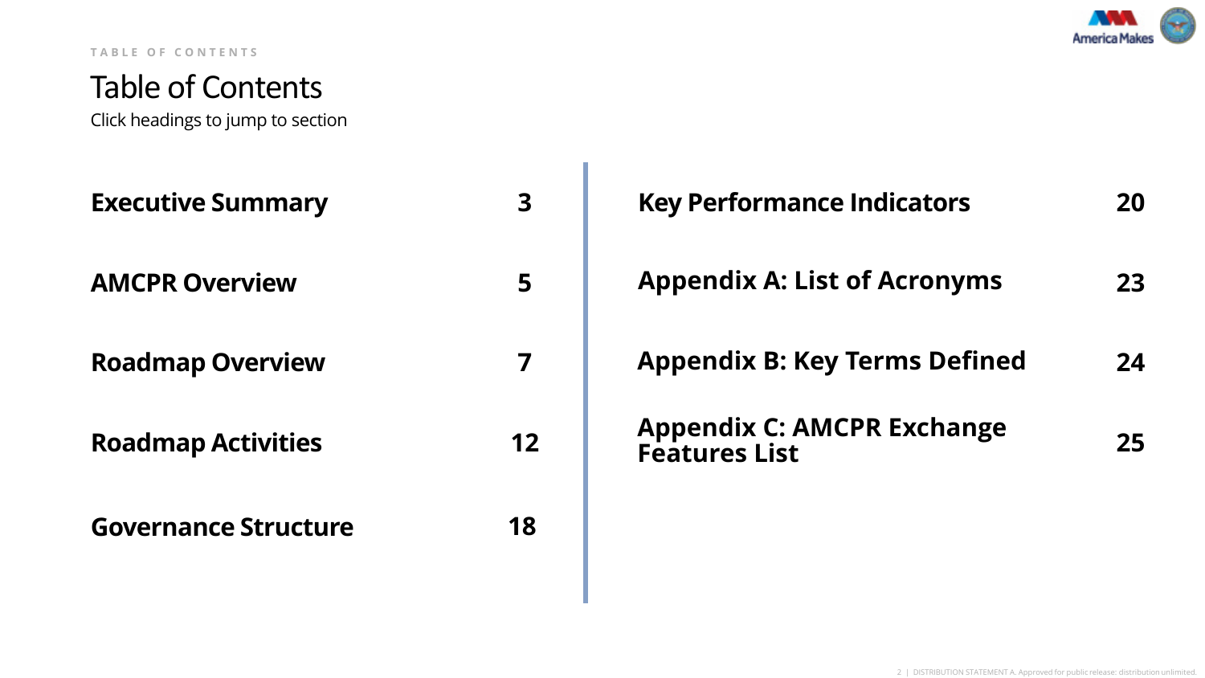TABLE OF CONTENTS

# Table of Contents

Click headings to jump to section

| Section | Page |
| --- | --- |
| **Executive Summary** | **3** |
| **AMCPR Overview** | **5** |
| **Roadmap Overview** | **7** |
| **Roadmap Activities** | **12** |
| **Governance Structure** | **18** |
| **Key Performance Indicators** | **20** |
| **Appendix A: List of Acronyms** | **23** |
| **Appendix B: Key Terms Defined** | **24** |
| **Appendix C: AMCPR Exchange Features List** | **25** |

DISTRIBUTION STATEMENT A. Approved for public release: distribution unlimited.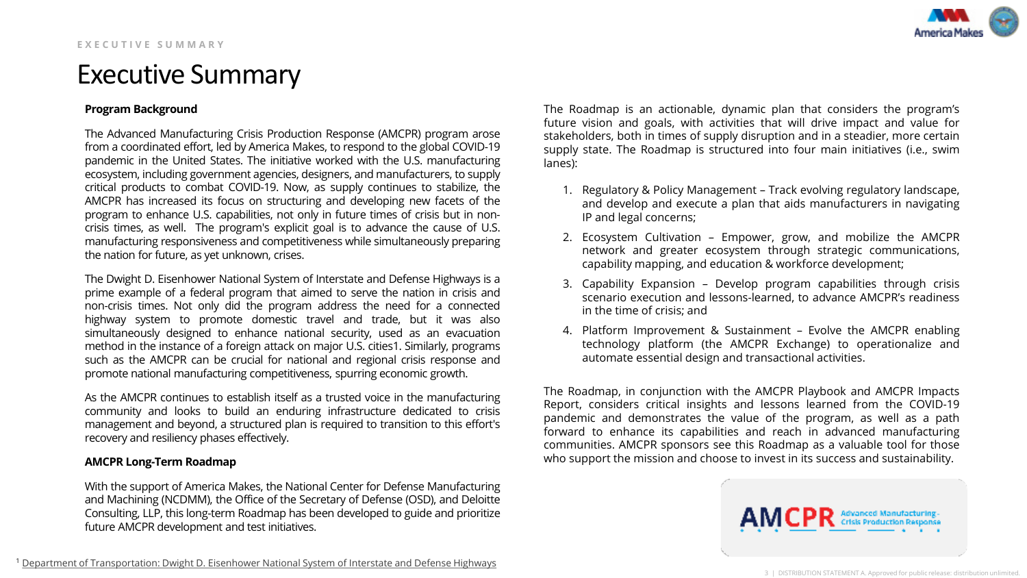# Executive Summary

**Program Background**

The Advanced Manufacturing Crisis Production Response (AMCPR) program arose from a coordinated effort, led by America Makes, to respond to the global COVID-19 pandemic in the United States. The initiative worked with the U.S. manufacturing ecosystem, including government agencies, designers, and manufacturers, to supply critical products to combat COVID-19. Now, as supply continues to stabilize, the AMCPR has increased its focus on structuring and developing new facets of the program to enhance U.S. capabilities, not only in future times of crisis but in non-crisis times, as well. The program's explicit goal is to advance the cause of U.S. manufacturing responsiveness and competitiveness while simultaneously preparing the nation for future, as yet unknown, crises.

The Dwight D. Eisenhower National System of Interstate and Defense Highways is a prime example of a federal program that aimed to serve the nation in crisis and non-crisis times. Not only did the program address the need for a connected highway system to promote domestic travel and trade, but it was also simultaneously designed to enhance national security, used as an evacuation method in the instance of a foreign attack on major U.S. cities[1]. Similarly, programs such as the AMCPR can be crucial for national and regional crisis response and promote national manufacturing competitiveness, spurring economic growth.

As the AMCPR continues to establish itself as a trusted voice in the manufacturing community and looks to build an enduring infrastructure dedicated to crisis management and beyond, a structured plan is required to transition to this effort's recovery and resiliency phases effectively.

**AMCPR Long-Term Roadmap**

With the support of America Makes, the National Center for Defense Manufacturing and Machining (NCDMM), the Office of the Secretary of Defense (OSD), and Deloitte Consulting, LLP, this long-term Roadmap has been developed to guide and prioritize future AMCPR development and test initiatives.

The Roadmap is an actionable, dynamic plan that considers the program's future vision and goals, with activities that will drive impact and value for stakeholders, both in times of supply disruption and in a steadier, more certain supply state. The Roadmap is structured into four main initiatives (i.e., swim lanes):

1. Regulatory & Policy Management – Track evolving regulatory landscape, and develop and execute a plan that aids manufacturers in navigating IP and legal concerns;
2. Ecosystem Cultivation – Empower, grow, and mobilize the AMCPR network and greater ecosystem through strategic communications, capability mapping, and education & workforce development;
3. Capability Expansion – Develop program capabilities through crisis scenario execution and lessons-learned, to advance AMCPR's readiness in the time of crisis; and
4. Platform Improvement & Sustainment – Evolve the AMCPR enabling technology platform (the AMCPR Exchange) to operationalize and automate essential design and transactional activities.

The Roadmap, in conjunction with the AMCPR Playbook and AMCPR Impacts Report, considers critical insights and lessons learned from the COVID-19 pandemic and demonstrates the value of the program, as well as a path forward to enhance its capabilities and reach in advanced manufacturing communities. AMCPR sponsors see this Roadmap as a valuable tool for those who support the mission and choose to invest in its success and sustainability.

[1] Department of Transportation: Dwight D. Eisenhower National System of Interstate and Defense Highways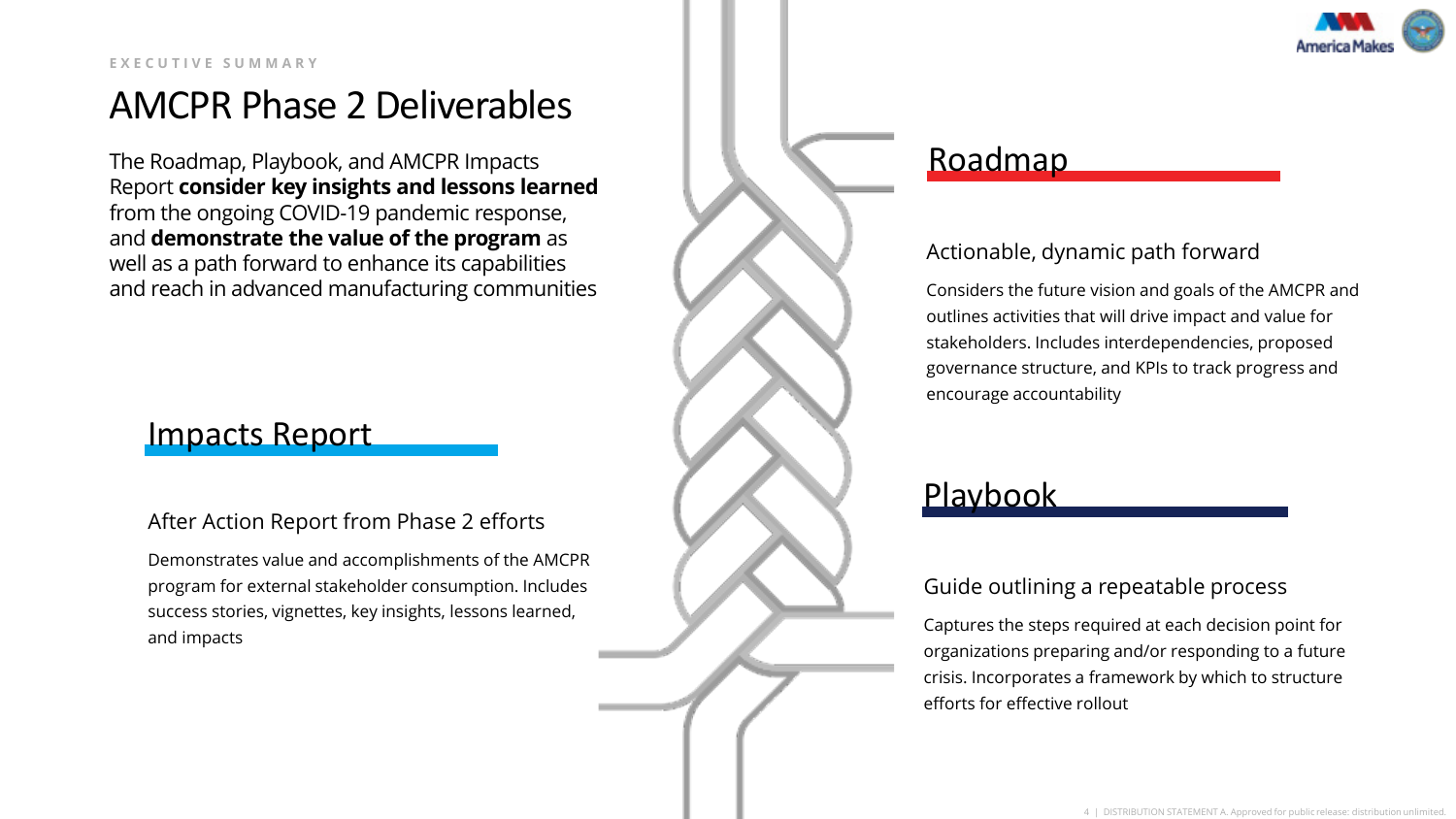EXECUTIVE SUMMARY

# AMCPR Phase 2 Deliverables

The Roadmap, Playbook, and AMCPR Impacts Report **consider key insights and lessons learned** from the ongoing COVID-19 pandemic response, and **demonstrate the value of the program** as well as a path forward to enhance its capabilities and reach in advanced manufacturing communities

## Impacts Report

### After Action Report from Phase 2 efforts

Demonstrates value and accomplishments of the AMCPR program for external stakeholder consumption. Includes success stories, vignettes, key insights, lessons learned, and impacts

## Roadmap

### Actionable, dynamic path forward

Considers the future vision and goals of the AMCPR and outlines activities that will drive impact and value for stakeholders. Includes interdependencies, proposed governance structure, and KPIs to track progress and encourage accountability

## Playbook

### Guide outlining a repeatable process

Captures the steps required at each decision point for organizations preparing and/or responding to a future crisis. Incorporates a framework by which to structure efforts for effective rollout

DISTRIBUTION STATEMENT A. Approved for public release: distribution unlimited.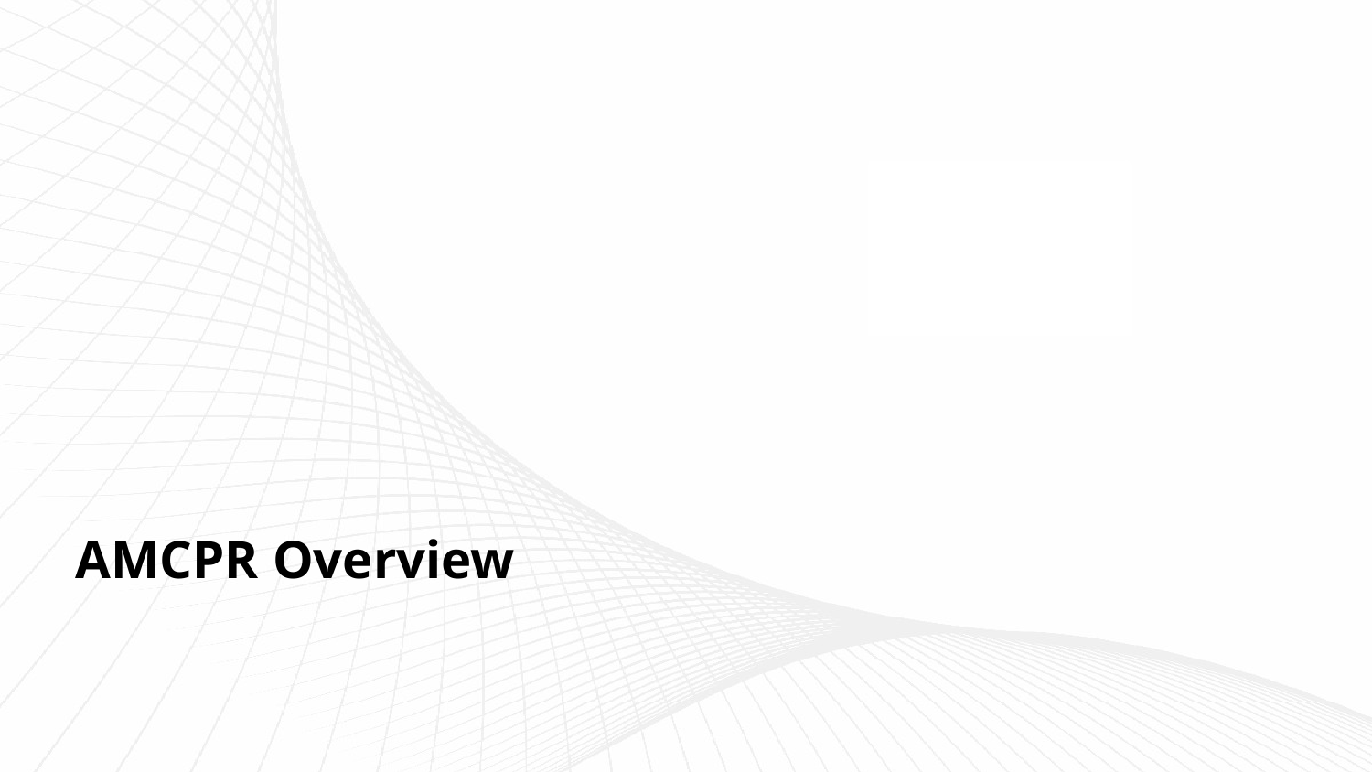# AMCPR Overview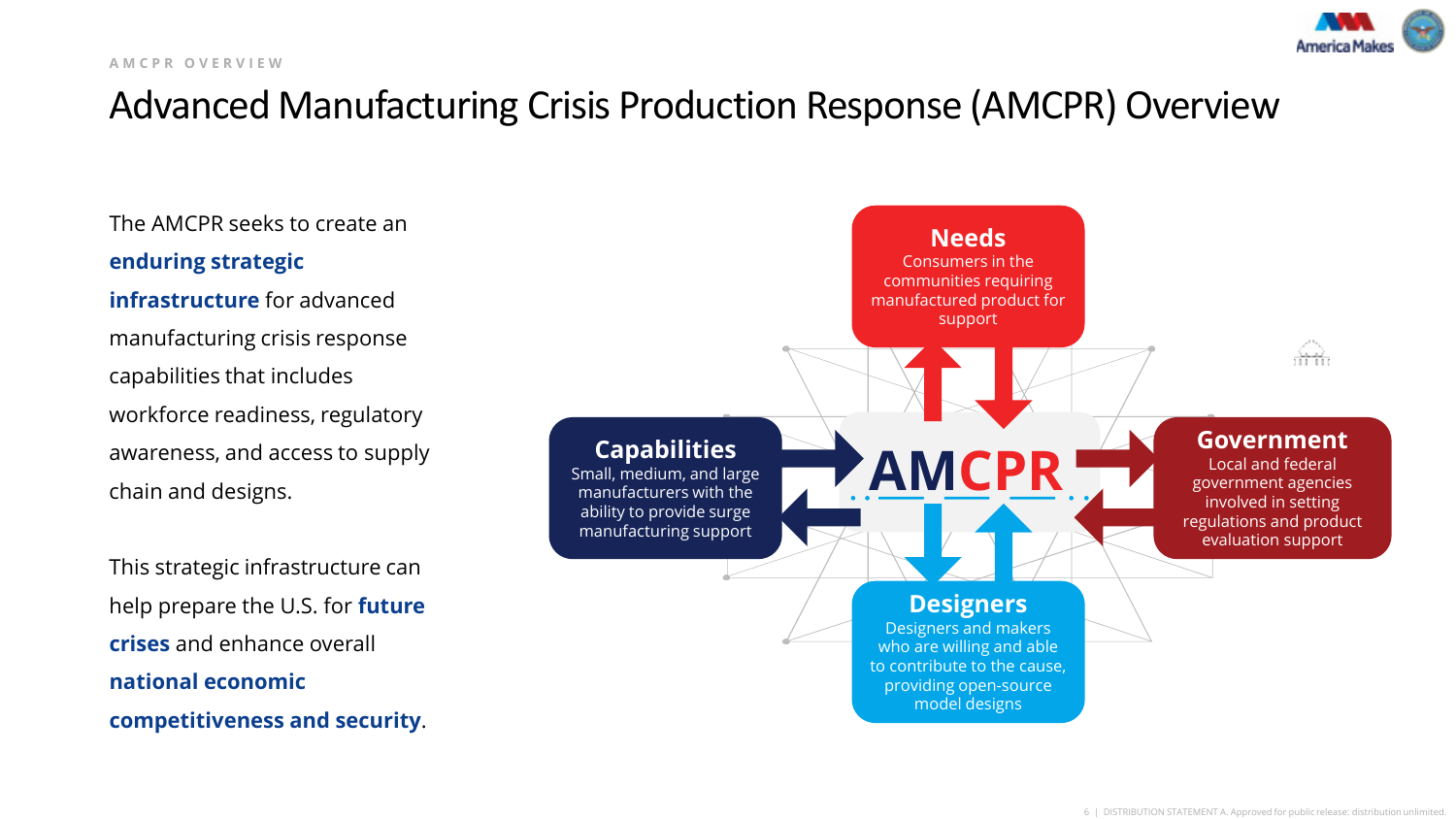# Advanced Manufacturing Crisis Production Response (AMCPR) Overview

The AMCPR seeks to create an **enduring strategic infrastructure** for advanced manufacturing crisis response capabilities that includes workforce readiness, regulatory awareness, and access to supply chain and designs.

This strategic infrastructure can help prepare the U.S. for **future crises** and enhance overall **national economic competitiveness and security**.

**AMCPR**

**Needs**
Consumers in the communities requiring manufactured product for support

**Capabilities**
Small, medium, and large manufacturers with the ability to provide surge manufacturing support

**Government**
Local and federal government agencies involved in setting regulations and product evaluation support

**Designers**
Designers and makers who are willing and able to contribute to the cause, providing open-source model designs

DISTRIBUTION STATEMENT A. Approved for public release: distribution unlimited.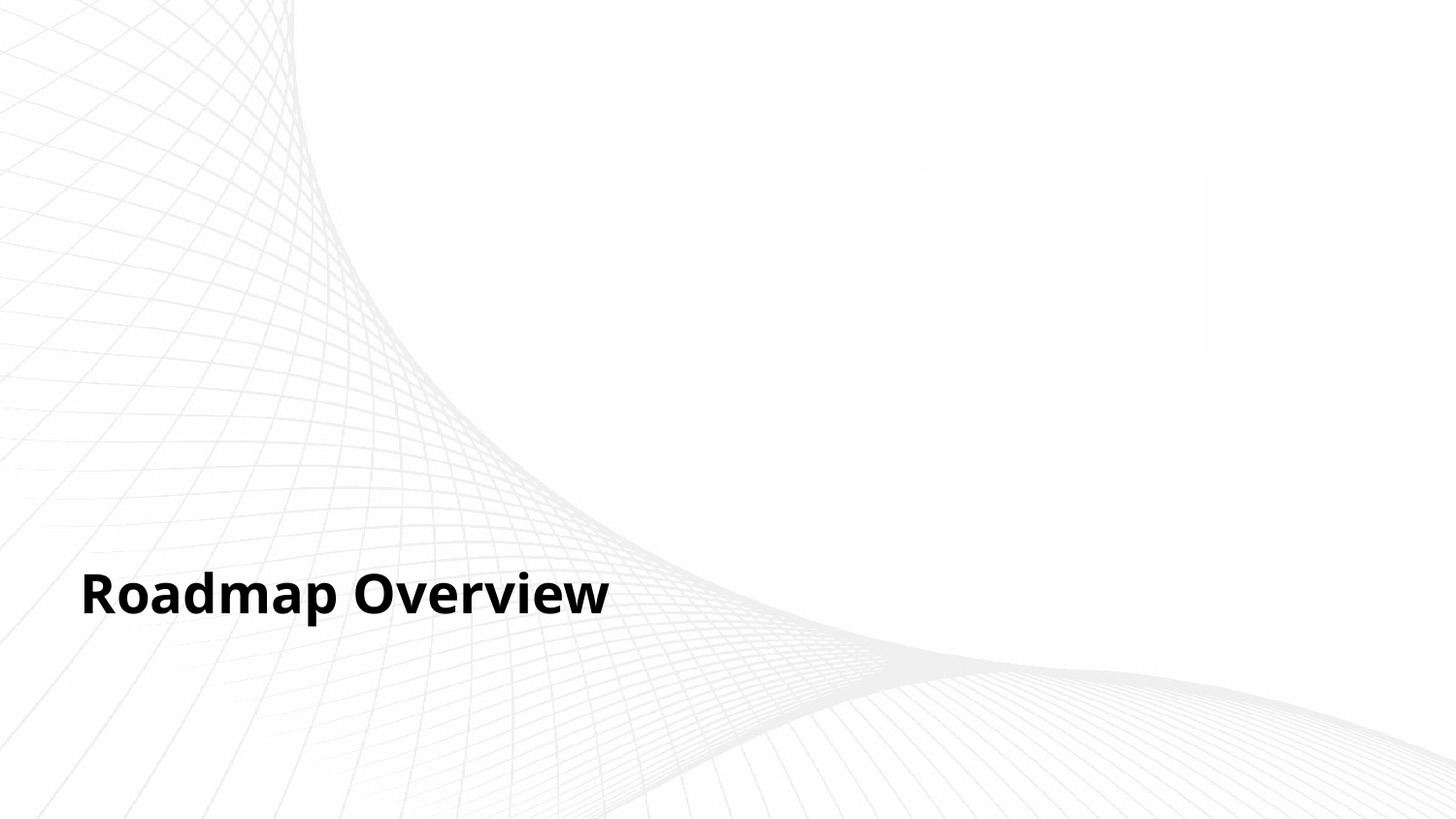# Roadmap Overview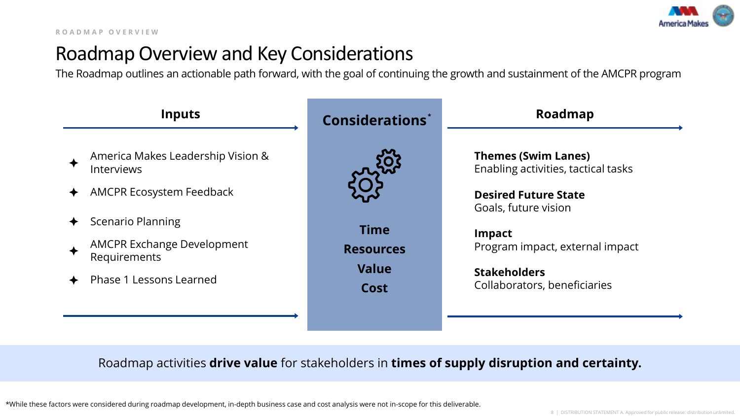ROADMAP OVERVIEW

# Roadmap Overview and Key Considerations

The Roadmap outlines an actionable path forward, with the goal of continuing the growth and sustainment of the AMCPR program

## Inputs

- America Makes Leadership Vision & Interviews
- AMCPR Ecosystem Feedback
- Scenario Planning
- AMCPR Exchange Development Requirements
- Phase 1 Lessons Learned

## Considerations*

**Time**

**Resources**

**Value**

**Cost**

## Roadmap

**Themes (Swim Lanes)**
Enabling activities, tactical tasks

**Desired Future State**
Goals, future vision

**Impact**
Program impact, external impact

**Stakeholders**
Collaborators, beneficiaries

Roadmap activities **drive value** for stakeholders in **times of supply disruption and certainty.**

*While these factors were considered during roadmap development, in-depth business case and cost analysis were not in-scope for this deliverable.

DISTRIBUTION STATEMENT A. Approved for public release: distribution unlimited.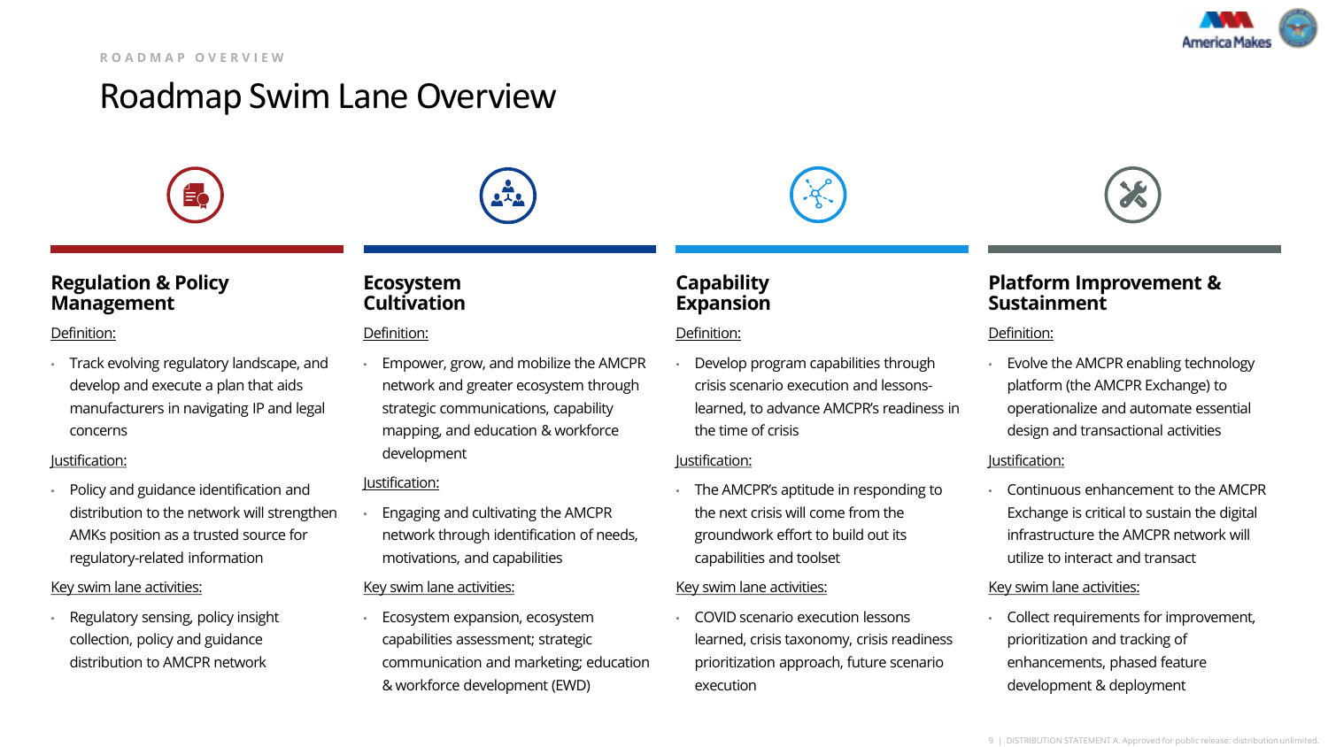ROADMAP OVERVIEW

# Roadmap Swim Lane Overview

## Regulation & Policy Management

Definition:

- Track evolving regulatory landscape, and develop and execute a plan that aids manufacturers in navigating IP and legal concerns

Justification:

- Policy and guidance identification and distribution to the network will strengthen AMKs position as a trusted source for regulatory-related information

Key swim lane activities:

- Regulatory sensing, policy insight collection, policy and guidance distribution to AMCPR network

## Ecosystem Cultivation

Definition:

- Empower, grow, and mobilize the AMCPR network and greater ecosystem through strategic communications, capability mapping, and education & workforce development

Justification:

- Engaging and cultivating the AMCPR network through identification of needs, motivations, and capabilities

Key swim lane activities:

- Ecosystem expansion, ecosystem capabilities assessment; strategic communication and marketing; education & workforce development (EWD)

## Capability Expansion

Definition:

- Develop program capabilities through crisis scenario execution and lessons-learned, to advance AMCPR's readiness in the time of crisis

Justification:

- The AMCPR's aptitude in responding to the next crisis will come from the groundwork effort to build out its capabilities and toolset

Key swim lane activities:

- COVID scenario execution lessons learned, crisis taxonomy, crisis readiness prioritization approach, future scenario execution

## Platform Improvement & Sustainment

Definition:

- Evolve the AMCPR enabling technology platform (the AMCPR Exchange) to operationalize and automate essential design and transactional activities

Justification:

- Continuous enhancement to the AMCPR Exchange is critical to sustain the digital infrastructure the AMCPR network will utilize to interact and transact

Key swim lane activities:

- Collect requirements for improvement, prioritization and tracking of enhancements, phased feature development & deployment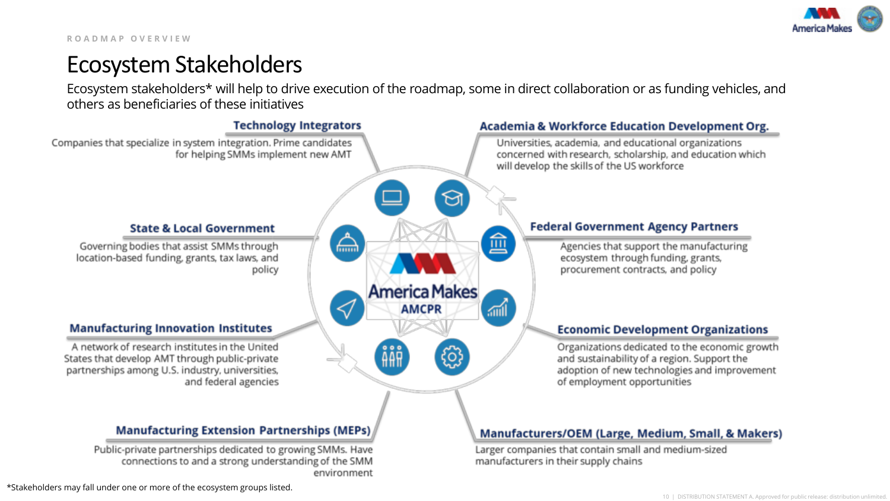ROADMAP OVERVIEW

# Ecosystem Stakeholders

Ecosystem stakeholders* will help to drive execution of the roadmap, some in direct collaboration or as funding vehicles, and others as beneficiaries of these initiatives

America Makes AMCPR

### Technology Integrators

Companies that specialize in system integration. Prime candidates for helping SMMs implement new AMT

### Academia & Workforce Education Development Org.

Universities, academia, and educational organizations concerned with research, scholarship, and education which will develop the skills of the US workforce

### State & Local Government

Governing bodies that assist SMMs through location-based funding, grants, tax laws, and policy

### Federal Government Agency Partners

Agencies that support the manufacturing ecosystem through funding, grants, procurement contracts, and policy

### Manufacturing Innovation Institutes

A network of research institutes in the United States that develop AMT through public-private partnerships among U.S. industry, universities, and federal agencies

### Economic Development Organizations

Organizations dedicated to the economic growth and sustainability of a region. Support the adoption of new technologies and improvement of employment opportunities

### Manufacturing Extension Partnerships (MEPs)

Public-private partnerships dedicated to growing SMMs. Have connections to and a strong understanding of the SMM environment

### Manufacturers/OEM (Large, Medium, Small, & Makers)

Larger companies that contain small and medium-sized manufacturers in their supply chains

*Stakeholders may fall under one or more of the ecosystem groups listed.

DISTRIBUTION STATEMENT A. Approved for public release: distribution unlimited.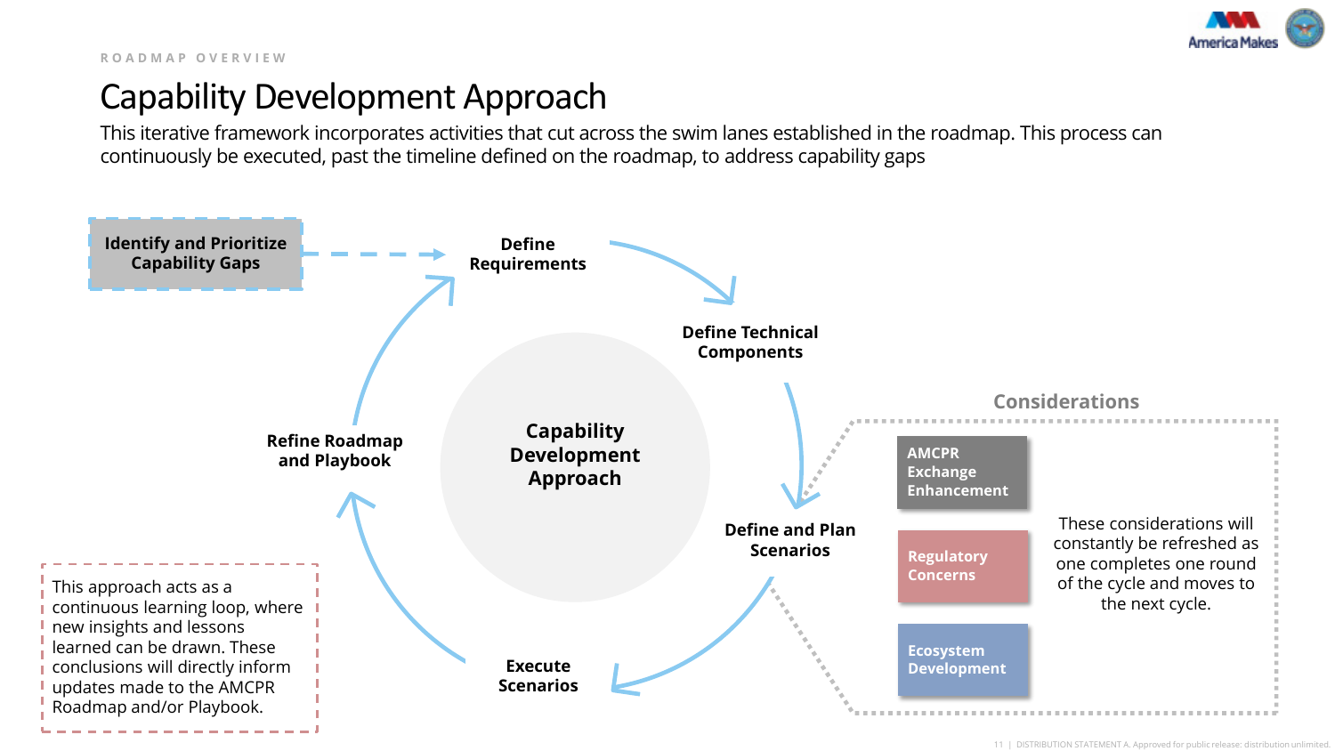ROADMAP OVERVIEW

# Capability Development Approach

This iterative framework incorporates activities that cut across the swim lanes established in the roadmap. This process can continuously be executed, past the timeline defined on the roadmap, to address capability gaps

**Identify and Prioritize Capability Gaps**

**Define Requirements**

**Define Technical Components**

**Define and Plan Scenarios**

**Execute Scenarios**

**Refine Roadmap and Playbook**

**Capability Development Approach**

## Considerations

- **AMCPR Exchange Enhancement**
- **Regulatory Concerns**
- **Ecosystem Development**

These considerations will constantly be refreshed as one completes one round of the cycle and moves to the next cycle.

This approach acts as a continuous learning loop, where new insights and lessons learned can be drawn. These conclusions will directly inform updates made to the AMCPR Roadmap and/or Playbook.

DISTRIBUTION STATEMENT A. Approved for public release: distribution unlimited.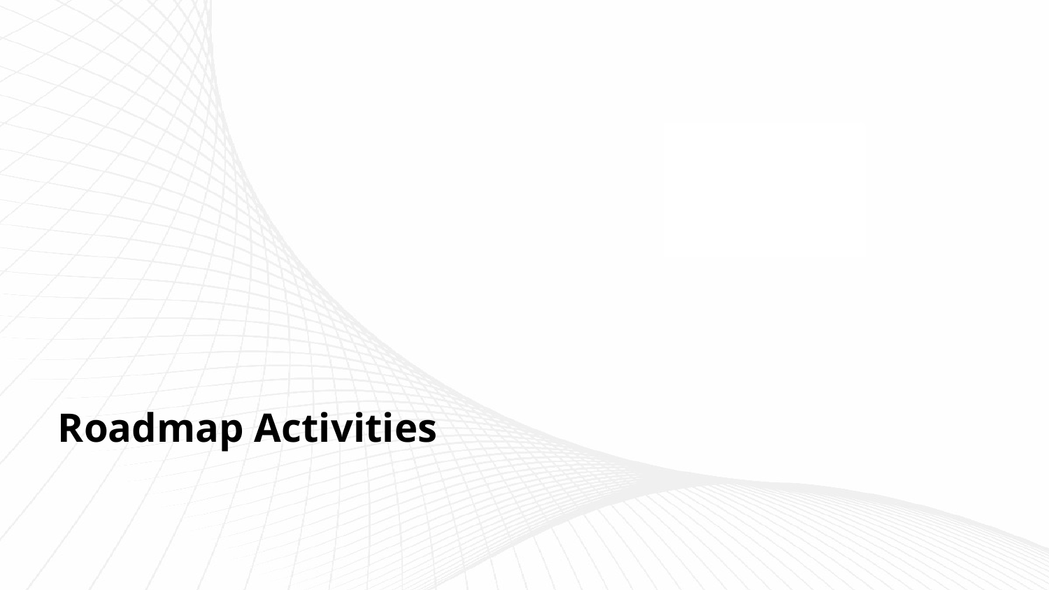# Roadmap Activities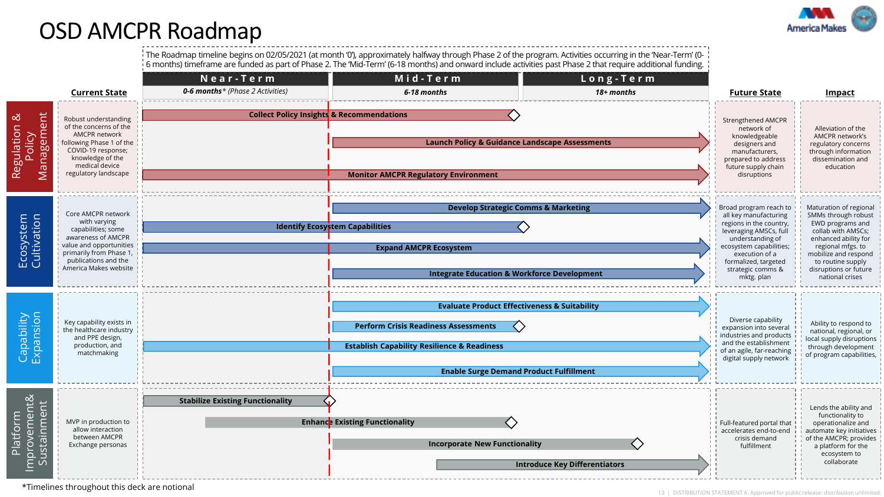# OSD AMCPR Roadmap

The Roadmap timeline begins on 02/05/2021 (at month '0'), approximately halfway through Phase 2 of the program. Activities occurring in the 'Near-Term' (0-6 months) timeframe are funded as part of Phase 2. The 'Mid-Term' (6-18 months) and onward include activities past Phase 2 that require additional funding.

| | Current State | Near-Term (0-6 months* (Phase 2 Activities)) | Mid-Term (6-18 months) | Long-Term (18+ months) | Future State | Impact |
|---|---|---|---|---|---|---|
| Regulation & Policy Management | Robust understanding of the concerns of the AMCPR network following Phase 1 of the COVID-19 response; knowledge of the medical device regulatory landscape | Collect Policy Insights & Recommendations; Monitor AMCPR Regulatory Environment | Collect Policy Insights & Recommendations; Launch Policy & Guidance Landscape Assessments; Monitor AMCPR Regulatory Environment | Launch Policy & Guidance Landscape Assessments; Monitor AMCPR Regulatory Environment | Strengthened AMCPR network of knowledgeable designers and manufacturers, prepared to address future supply chain disruptions | Alleviation of the AMCPR network's regulatory concerns through information dissemination and education |
| Ecosystem Cultivation | Core AMCPR network with varying capabilities; some awareness of AMCPR value and opportunities primarily from Phase 1, publications and the America Makes website | Identify Ecosystem Capabilities; Expand AMCPR Ecosystem | Develop Strategic Comms & Marketing; Identify Ecosystem Capabilities; Expand AMCPR Ecosystem; Integrate Education & Workforce Development | Develop Strategic Comms & Marketing; Expand AMCPR Ecosystem; Integrate Education & Workforce Development | Broad program reach to all key manufacturing regions in the country, leveraging AMSCs, full understanding of ecosystem capabilities; execution of a formalized, targeted strategic comms & mktg. plan | Maturation of regional SMMs through robust EWD programs and collab with AMSCs; enhanced ability for regional mfgs. to mobilize and respond to routine supply disruptions or future national crises |
| Capability Expansion | Key capability exists in the healthcare industry and PPE design, production, and matchmaking | Establish Capability Resilience & Readiness | Evaluate Product Effectiveness & Suitability; Perform Crisis Readiness Assessments; Establish Capability Resilience & Readiness; Enable Surge Demand Product Fulfillment | Evaluate Product Effectiveness & Suitability; Establish Capability Resilience & Readiness; Enable Surge Demand Product Fulfillment | Diverse capability expansion into several industries and products and the establishment of an agile, far-reaching digital supply network | Ability to respond to national, regional, or local supply disruptions through development of program capabilities, |
| Platform Improvement & Sustainment | MVP in production to allow interaction between AMCPR Exchange personas | Stabilize Existing Functionality; Enhance Existing Functionality | Enhance Existing Functionality; Incorporate New Functionality; Introduce Key Differentiators | Incorporate New Functionality; Introduce Key Differentiators | Full-featured portal that accelerates end-to-end crisis demand fulfillment | Lends the ability and functionality to operationalize and automate key initiatives of the AMCPR; provides a platform for the ecosystem to collaborate |

*Timelines throughout this deck are notional

DISTRIBUTION STATEMENT A. Approved for public release: distribution unlimited.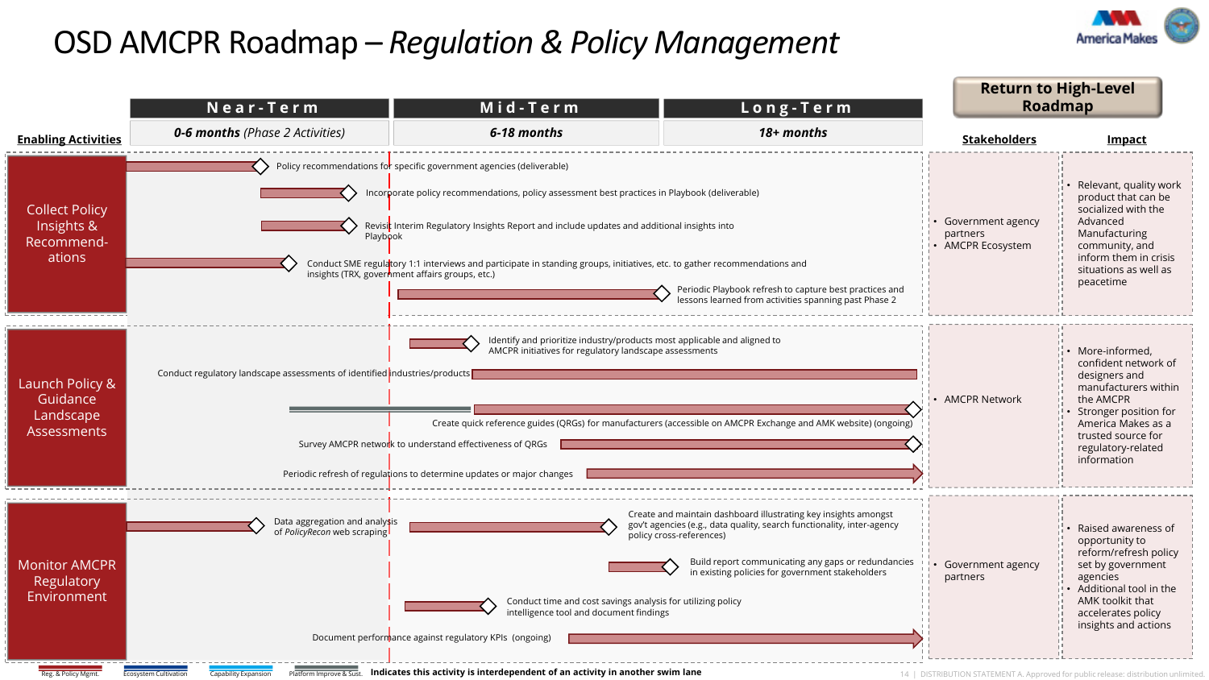# OSD AMCPR Roadmap – *Regulation & Policy Management*

**Return to High-Level Roadmap**

| Enabling Activities | Near-Term: **0-6 months** *(Phase 2 Activities)* | Mid-Term: **6-18 months** | Long-Term: **18+ months** | Stakeholders | Impact |
|---|---|---|---|---|---|
| **Collect Policy Insights & Recommend-ations** | Policy recommendations for specific government agencies (deliverable)<br>Incorporate policy recommendations, policy assessment best practices in Playbook (deliverable)<br>Revisit Interim Regulatory Insights Report and include updates and additional insights into Playbook<br>Conduct SME regulatory 1:1 interviews and participate in standing groups, initiatives, etc. to gather recommendations and insights (TRX, government affairs groups, etc.) | Periodic Playbook refresh to capture best practices and lessons learned from activities spanning past Phase 2 | | • Government agency partners<br>• AMCPR Ecosystem | • Relevant, quality work product that can be socialized with the Advanced Manufacturing community, and inform them in crisis situations as well as peacetime |
| **Launch Policy & Guidance Landscape Assessments** | | Identify and prioritize industry/products most applicable and aligned to AMCPR initiatives for regulatory landscape assessments<br>Conduct regulatory landscape assessments of identified industries/products<br>Create quick reference guides (QRGs) for manufacturers (accessible on AMCPR Exchange and AMK website) (ongoing)<br>Survey AMCPR network to understand effectiveness of QRGs<br>Periodic refresh of regulations to determine updates or major changes | Conduct regulatory landscape assessments of identified industries/products<br>Create quick reference guides (QRGs) for manufacturers (ongoing)<br>Survey AMCPR network to understand effectiveness of QRGs<br>Periodic refresh of regulations to determine updates or major changes | • AMCPR Network | • More-informed, confident network of designers and manufacturers within the AMCPR<br>• Stronger position for America Makes as a trusted source for regulatory-related information |
| **Monitor AMCPR Regulatory Environment** | Data aggregation and analysis of *PolicyRecon* web scraping | Create and maintain dashboard illustrating key insights amongst gov't agencies (e.g., data quality, search functionality, inter-agency policy cross-references)<br>Build report communicating any gaps or redundancies in existing policies for government stakeholders<br>Conduct time and cost savings analysis for utilizing policy intelligence tool and document findings<br>Document performance against regulatory KPIs (ongoing) | Build report communicating any gaps or redundancies in existing policies for government stakeholders<br>Document performance against regulatory KPIs (ongoing) | • Government agency partners | • Raised awareness of opportunity to reform/refresh policy set by government agencies<br>• Additional tool in the AMK toolkit that accelerates policy insights and actions |

Legend: Reg. & Policy Mgmt. | Ecosystem Cultivation | Capability Expansion | Platform Improve & Sust. | **Indicates this activity is interdependent of an activity in another swim lane**

DISTRIBUTION STATEMENT A. Approved for public release: distribution unlimited.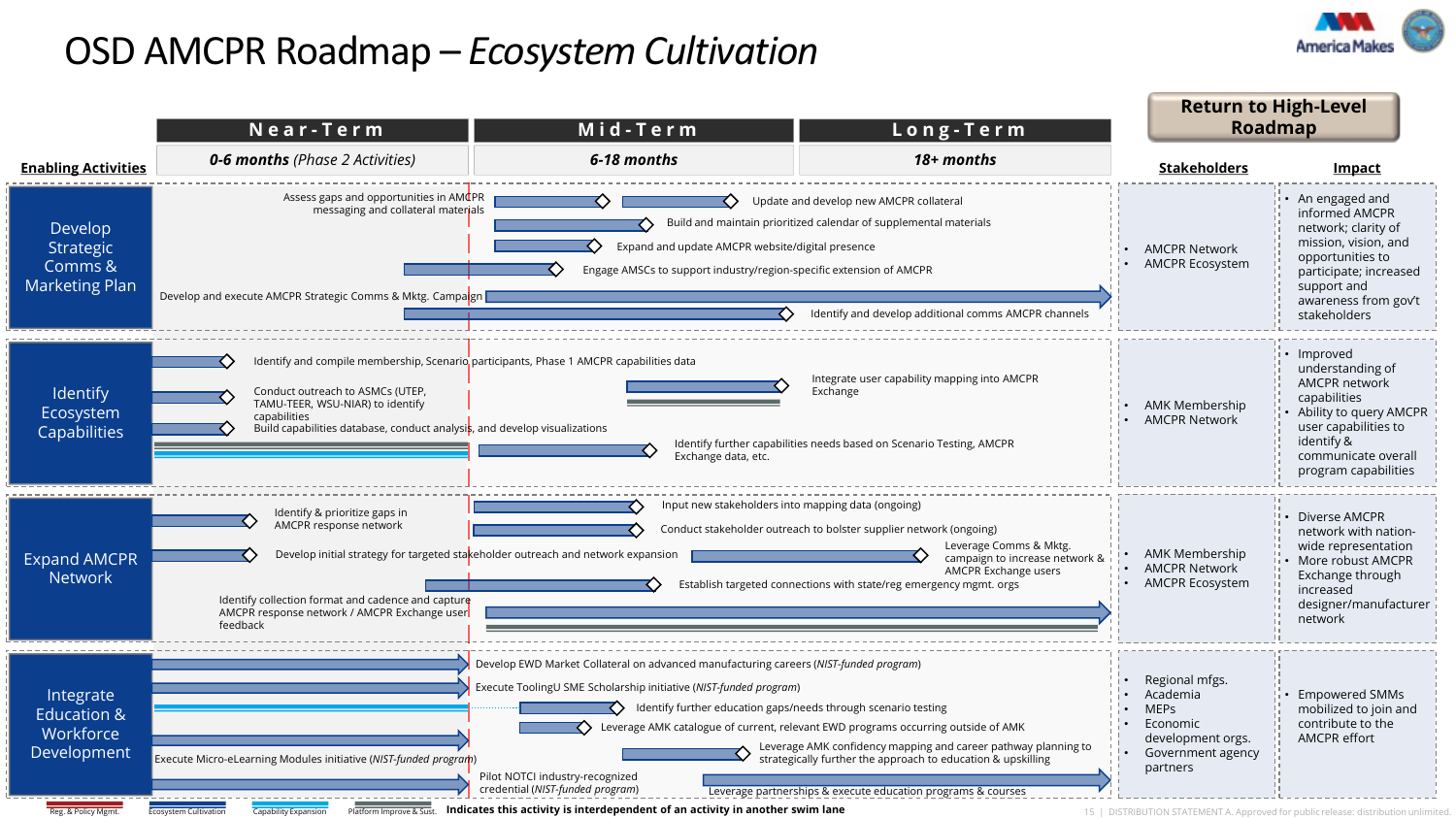# OSD AMCPR Roadmap – *Ecosystem Cultivation*

**Return to High-Level Roadmap**

| Enabling Activities | Near-Term: *0-6 months (Phase 2 Activities)* | Mid-Term: *6-18 months* | Long-Term: *18+ months* | Stakeholders | Impact |
|---|---|---|---|---|---|
| Develop Strategic Comms & Marketing Plan | Assess gaps and opportunities in AMCPR messaging and collateral materials; Develop and execute AMCPR Strategic Comms & Mktg. Campaign | Update and develop new AMCPR collateral; Build and maintain prioritized calendar of supplemental materials; Expand and update AMCPR website/digital presence; Engage AMSCs to support industry/region-specific extension of AMCPR | Identify and develop additional comms AMCPR channels | • AMCPR Network<br>• AMCPR Ecosystem | • An engaged and informed AMCPR network; clarity of mission, vision, and opportunities to participate; increased support and awareness from gov't stakeholders |
| Identify Ecosystem Capabilities | Identify and compile membership, Scenario participants, Phase 1 AMCPR capabilities data; Conduct outreach to ASMCs (UTEP, TAMU-TEER, WSU-NIAR) to identify capabilities; Build capabilities database, conduct analysis, and develop visualizations | Integrate user capability mapping into AMCPR Exchange; Identify further capabilities needs based on Scenario Testing, AMCPR Exchange data, etc. | | • AMK Membership<br>• AMCPR Network | • Improved understanding of AMCPR network capabilities<br>• Ability to query AMCPR user capabilities to identify & communicate overall program capabilities |
| Expand AMCPR Network | Identify & prioritize gaps in AMCPR response network; Develop initial strategy for targeted stakeholder outreach and network expansion; Identify collection format and cadence and capture AMCPR response network / AMCPR Exchange user feedback | Input new stakeholders into mapping data (ongoing); Conduct stakeholder outreach to bolster supplier network (ongoing); Establish targeted connections with state/reg emergency mgmt. orgs | Leverage Comms & Mktg. campaign to increase network & AMCPR Exchange users | • AMK Membership<br>• AMCPR Network<br>• AMCPR Ecosystem | • Diverse AMCPR network with nation-wide representation<br>• More robust AMCPR Exchange through increased designer/manufacturer network |
| Integrate Education & Workforce Development | Develop EWD Market Collateral on advanced manufacturing careers (*NIST-funded program*); Execute ToolingU SME Scholarship initiative (*NIST-funded program*); Execute Micro-eLearning Modules initiative (*NIST-funded program*); Pilot NOTCI industry-recognized credential (*NIST-funded program*) | Identify further education gaps/needs through scenario testing; Leverage AMK catalogue of current, relevant EWD programs occurring outside of AMK; Leverage AMK confidency mapping and career pathway planning to strategically further the approach to education & upskilling | Leverage partnerships & execute education programs & courses | • Regional mfgs.<br>• Academia<br>• MEPs<br>• Economic development orgs.<br>• Government agency partners | • Empowered SMMs mobilized to join and contribute to the AMCPR effort |

Legend: Reg. & Policy Mgmt. | Ecosystem Cultivation | Capability Expansion | Platform Improve & Sust. — **Indicates this activity is interdependent of an activity in another swim lane**

DISTRIBUTION STATEMENT A. Approved for public release: distribution unlimited.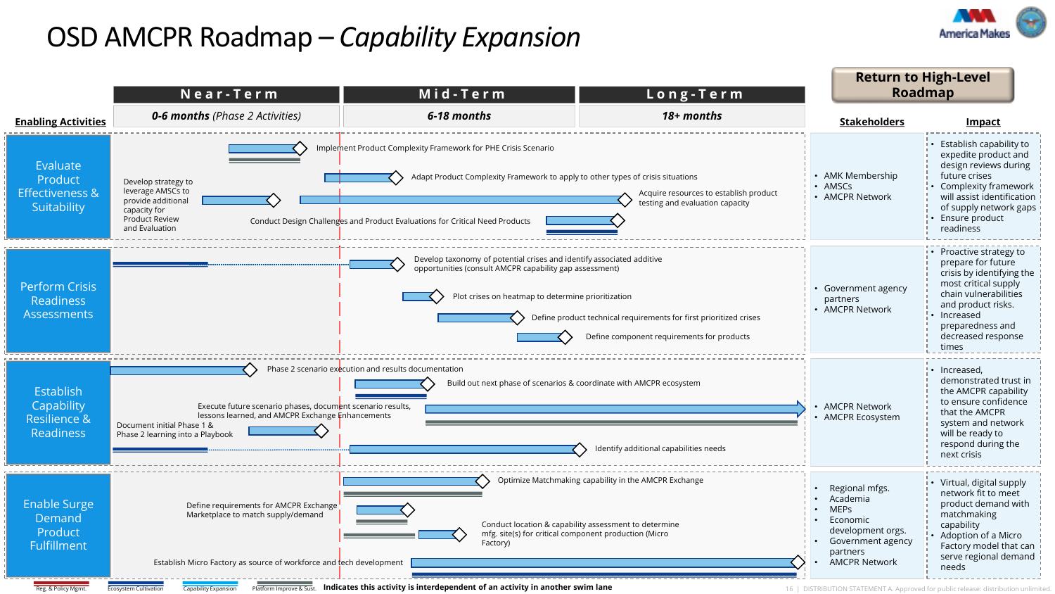# OSD AMCPR Roadmap – *Capability Expansion*

**Return to High-Level Roadmap**

| Enabling Activities | Near-Term: *0-6 months (Phase 2 Activities)* | Mid-Term: *6-18 months* | Long-Term: *18+ months* | Stakeholders | Impact |
|---|---|---|---|---|---|
| Evaluate Product Effectiveness & Suitability | Implement Product Complexity Framework for PHE Crisis Scenario; Develop strategy to leverage AMSCs to provide additional capacity for Product Review and Evaluation; Conduct Design Challenges and Product Evaluations for Critical Need Products | Adapt Product Complexity Framework to apply to other types of crisis situations; Acquire resources to establish product testing and evaluation capacity | | • AMK Membership<br>• AMSCs<br>• AMCPR Network | • Establish capability to expedite product and design reviews during future crises<br>• Complexity framework will assist identification of supply network gaps<br>• Ensure product readiness |
| Perform Crisis Readiness Assessments | | Develop taxonomy of potential crises and identify associated additive opportunities (consult AMCPR capability gap assessment); Plot crises on heatmap to determine prioritization; Define product technical requirements for first prioritized crises; Define component requirements for products | | • Government agency partners<br>• AMCPR Network | • Proactive strategy to prepare for future crisis by identifying the most critical supply chain vulnerabilities and product risks.<br>• Increased preparedness and decreased response times |
| Establish Capability Resilience & Readiness | Phase 2 scenario execution and results documentation; Document initial Phase 1 & Phase 2 learning into a Playbook | Build out next phase of scenarios & coordinate with AMCPR ecosystem; Identify additional capabilities needs | Execute future scenario phases, document scenario results, lessons learned, and AMCPR Exchange Enhancements | • AMCPR Network<br>• AMCPR Ecosystem | • Increased, demonstrated trust in the AMCPR capability to ensure confidence that the AMCPR system and network will be ready to respond during the next crisis |
| Enable Surge Demand Product Fulfillment | Establish Micro Factory as source of workforce and tech development | Optimize Matchmaking capability in the AMCPR Exchange; Define requirements for AMCPR Exchange Marketplace to match supply/demand; Conduct location & capability assessment to determine mfg. site(s) for critical component production (Micro Factory) | Establish Micro Factory as source of workforce and tech development (continued) | • Regional mfgs.<br>• Academia<br>• MEPs<br>• Economic development orgs.<br>• Government agency partners<br>• AMCPR Network | • Virtual, digital supply network fit to meet product demand with matchmaking capability<br>• Adoption of a Micro Factory model that can serve regional demand needs |

Legend: Reg. & Policy Mgmt. | Ecosystem Cultivation | Capability Expansion | Platform Improve & Sust. | **Indicates this activity is interdependent of an activity in another swim lane**

DISTRIBUTION STATEMENT A. Approved for public release: distribution unlimited.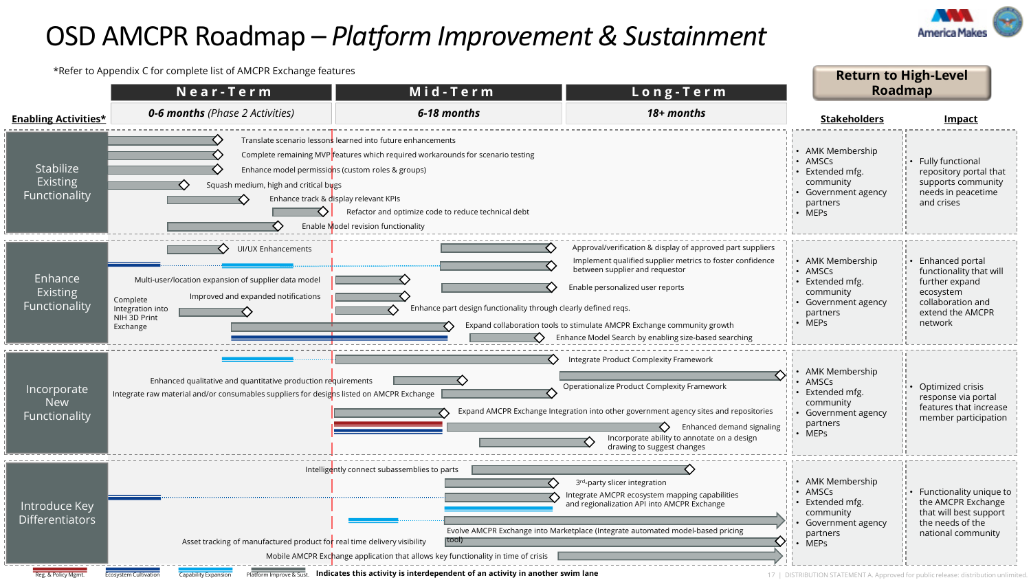# OSD AMCPR Roadmap – *Platform Improvement & Sustainment*

*Refer to Appendix C for complete list of AMCPR Exchange features

**Return to High-Level Roadmap**

| Enabling Activities* | Near-Term: *0-6 months (Phase 2 Activities)* / Mid-Term: *6-18 months* / Long-Term: *18+ months* | Stakeholders | Impact |
|---|---|---|---|
| Stabilize Existing Functionality | Translate scenario lessons learned into future enhancements<br>Complete remaining MVP features which required workarounds for scenario testing<br>Enhance model permissions (custom roles & groups)<br>Squash medium, high and critical bugs<br>Enhance track & display relevant KPIs<br>Refactor and optimize code to reduce technical debt<br>Enable Model revision functionality | • AMK Membership<br>• AMSCs<br>• Extended mfg. community<br>• Government agency partners<br>• MEPs | • Fully functional repository portal that supports community needs in peacetime and crises |
| Enhance Existing Functionality | UI/UX Enhancements<br>Approval/verification & display of approved part suppliers<br>Implement qualified supplier metrics to foster confidence between supplier and requestor<br>Multi-user/location expansion of supplier data model<br>Improved and expanded notifications<br>Enable personalized user reports<br>Complete Integration into NIH 3D Print Exchange<br>Enhance part design functionality through clearly defined reqs.<br>Expand collaboration tools to stimulate AMCPR Exchange community growth<br>Enhance Model Search by enabling size-based searching | • AMK Membership<br>• AMSCs<br>• Extended mfg. community<br>• Government agency partners<br>• MEPs | • Enhanced portal functionality that will further expand ecosystem collaboration and extend the AMCPR network |
| Incorporate New Functionality | Integrate Product Complexity Framework<br>Enhanced qualitative and quantitative production requirements<br>Operationalize Product Complexity Framework<br>Integrate raw material and/or consumables suppliers for designs listed on AMCPR Exchange<br>Expand AMCPR Exchange Integration into other government agency sites and repositories<br>Enhanced demand signaling<br>Incorporate ability to annotate on a design drawing to suggest changes | • AMK Membership<br>• AMSCs<br>• Extended mfg. community<br>• Government agency partners<br>• MEPs | • Optimized crisis response via portal features that increase member participation |
| Introduce Key Differentiators | Intelligently connect subassemblies to parts<br>3rd-party slicer integration<br>Integrate AMCPR ecosystem mapping capabilities and regionalization API into AMCPR Exchange<br>Evolve AMCPR Exchange into Marketplace (Integrate automated model-based pricing tool)<br>Asset tracking of manufactured product for real time delivery visibility<br>Mobile AMCPR Exchange application that allows key functionality in time of crisis | • AMK Membership<br>• AMSCs<br>• Extended mfg. community<br>• Government agency partners<br>• MEPs | • Functionality unique to the AMCPR Exchange that will best support the needs of the national community |

Legend: Reg. & Policy Mgmt. | Ecosystem Cultivation | Capability Expansion | Platform Improve & Sust. | **Indicates this activity is interdependent of an activity in another swim lane**

DISTRIBUTION STATEMENT A. Approved for public release: distribution unlimited.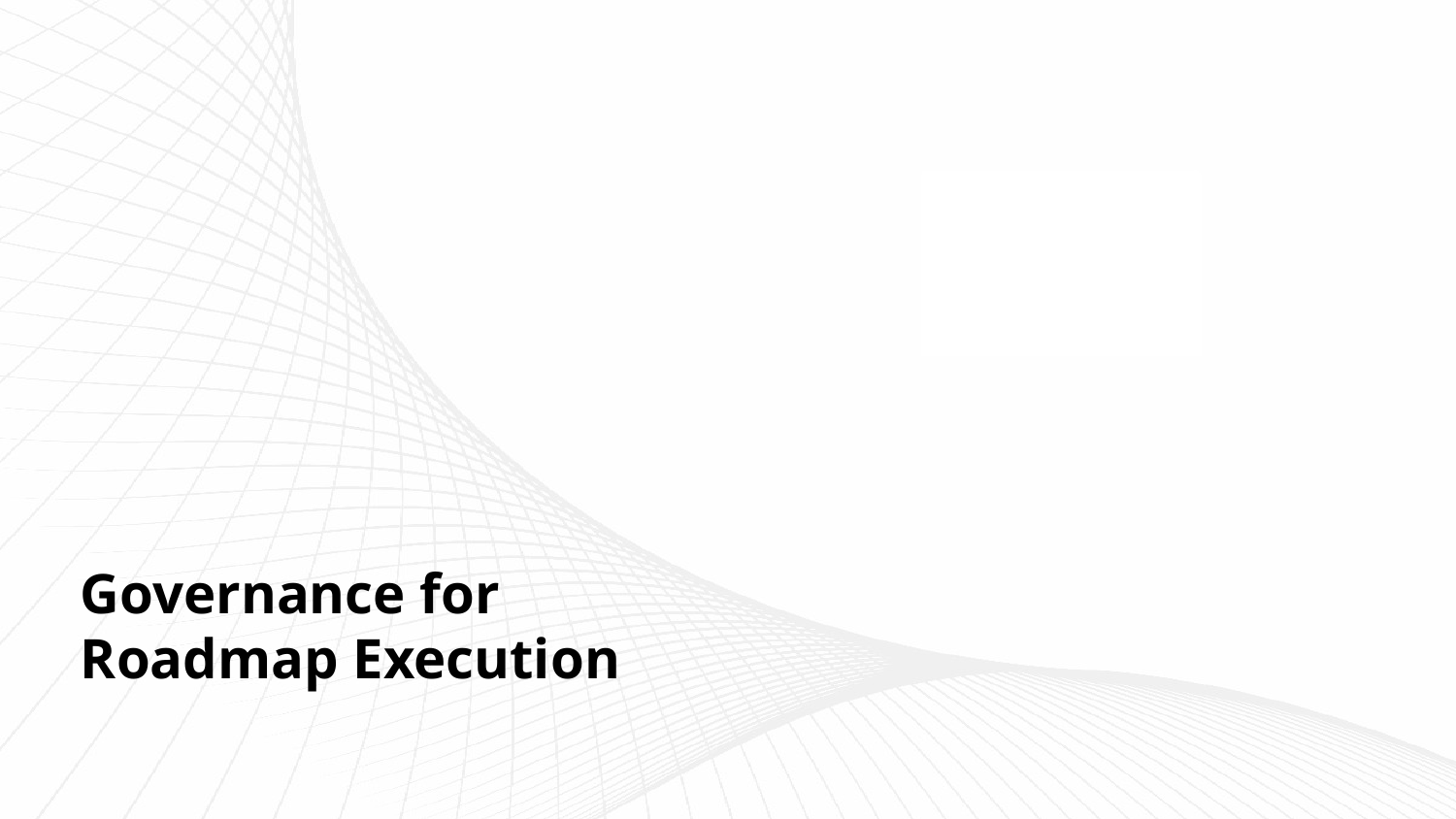# Governance for Roadmap Execution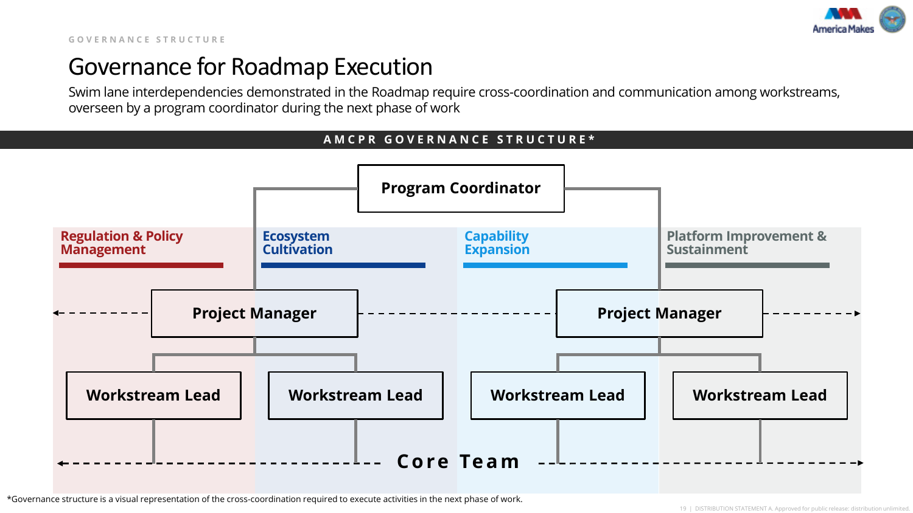GOVERNANCE STRUCTURE

# Governance for Roadmap Execution

Swim lane interdependencies demonstrated in the Roadmap require cross-coordination and communication among workstreams, overseen by a program coordinator during the next phase of work

## AMCPR GOVERNANCE STRUCTURE*

**Program Coordinator**

**Regulation & Policy Management** | **Ecosystem Cultivation** | **Capability Expansion** | **Platform Improvement & Sustainment**

**Project Manager** | **Project Manager**

**Workstream Lead** | **Workstream Lead** | **Workstream Lead** | **Workstream Lead**

**Core Team**

*Governance structure is a visual representation of the cross-coordination required to execute activities in the next phase of work.

DISTRIBUTION STATEMENT A. Approved for public release: distribution unlimited.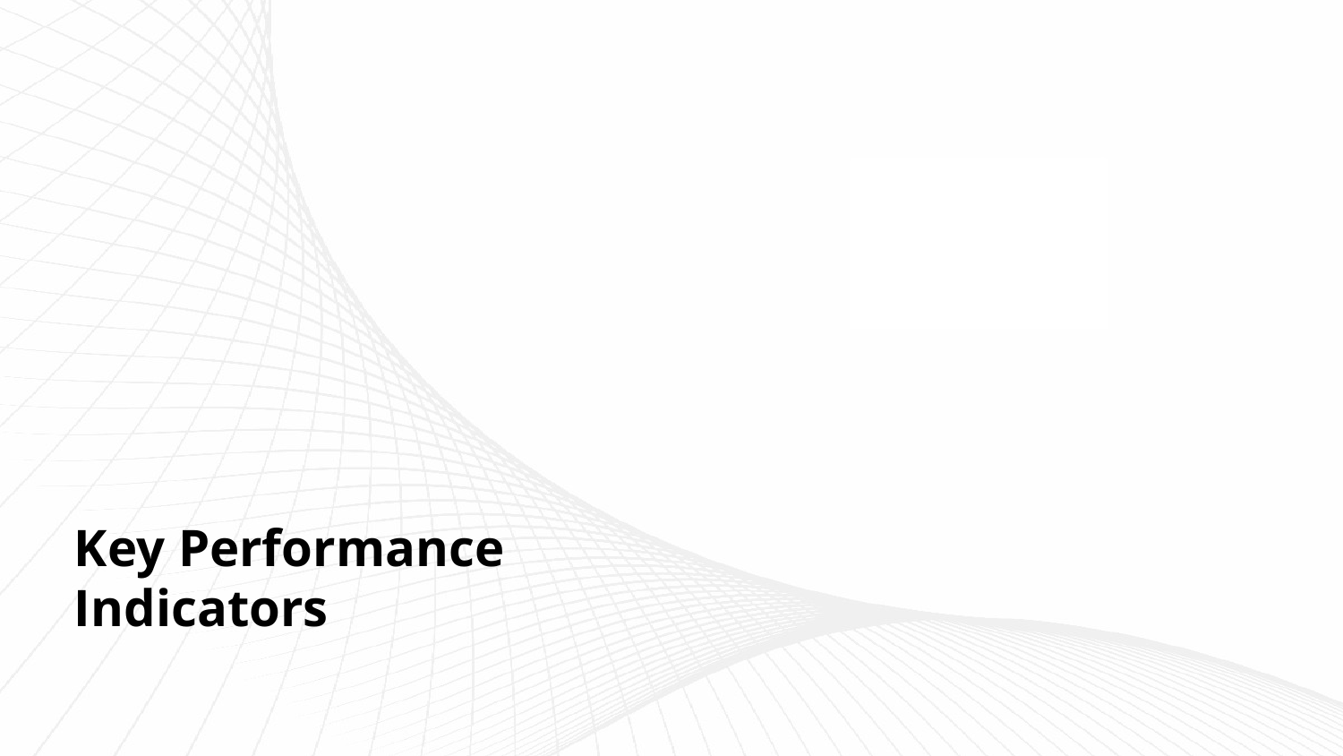# Key Performance Indicators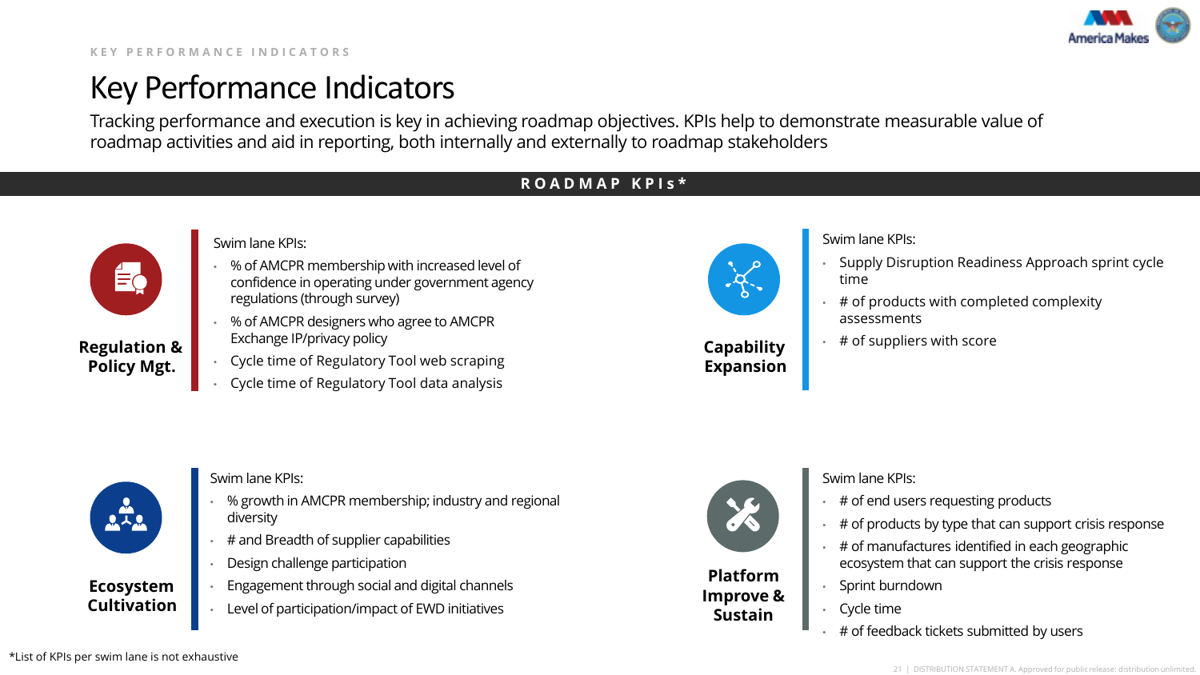KEY PERFORMANCE INDICATORS

# Key Performance Indicators

Tracking performance and execution is key in achieving roadmap objectives. KPIs help to demonstrate measurable value of roadmap activities and aid in reporting, both internally and externally to roadmap stakeholders

## ROADMAP KPIs*

### Regulation & Policy Mgt.

Swim lane KPIs:

- % of AMCPR membership with increased level of confidence in operating under government agency regulations (through survey)
- % of AMCPR designers who agree to AMCPR Exchange IP/privacy policy
- Cycle time of Regulatory Tool web scraping
- Cycle time of Regulatory Tool data analysis

### Capability Expansion

Swim lane KPIs:

- Supply Disruption Readiness Approach sprint cycle time
- # of products with completed complexity assessments
- # of suppliers with score

### Ecosystem Cultivation

Swim lane KPIs:

- % growth in AMCPR membership; industry and regional diversity
- # and Breadth of supplier capabilities
- Design challenge participation
- Engagement through social and digital channels
- Level of participation/impact of EWD initiatives

### Platform Improve & Sustain

Swim lane KPIs:

- # of end users requesting products
- # of products by type that can support crisis response
- # of manufactures identified in each geographic ecosystem that can support the crisis response
- Sprint burndown
- Cycle time
- # of feedback tickets submitted by users

*List of KPIs per swim lane is not exhaustive

DISTRIBUTION STATEMENT A. Approved for public release: distribution unlimited.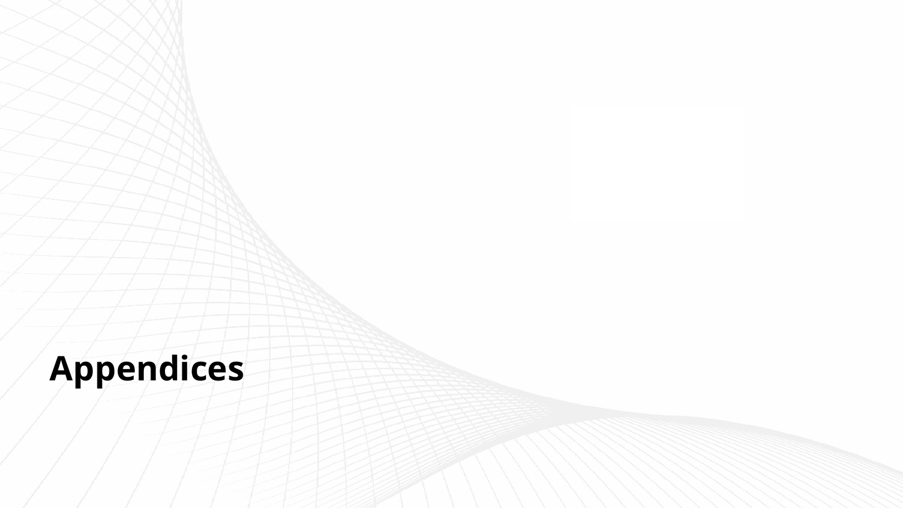# Appendices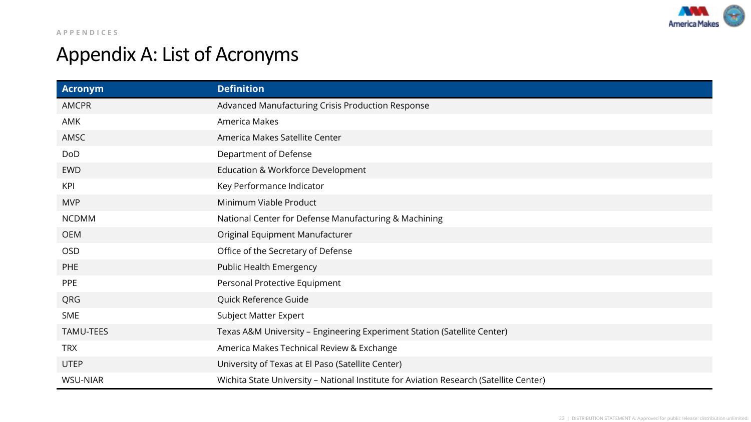APPENDICES

# Appendix A: List of Acronyms

| Acronym | Definition |
| --- | --- |
| AMCPR | Advanced Manufacturing Crisis Production Response |
| AMK | America Makes |
| AMSC | America Makes Satellite Center |
| DoD | Department of Defense |
| EWD | Education & Workforce Development |
| KPI | Key Performance Indicator |
| MVP | Minimum Viable Product |
| NCDMM | National Center for Defense Manufacturing & Machining |
| OEM | Original Equipment Manufacturer |
| OSD | Office of the Secretary of Defense |
| PHE | Public Health Emergency |
| PPE | Personal Protective Equipment |
| QRG | Quick Reference Guide |
| SME | Subject Matter Expert |
| TAMU-TEES | Texas A&M University – Engineering Experiment Station (Satellite Center) |
| TRX | America Makes Technical Review & Exchange |
| UTEP | University of Texas at El Paso (Satellite Center) |
| WSU-NIAR | Wichita State University – National Institute for Aviation Research (Satellite Center) |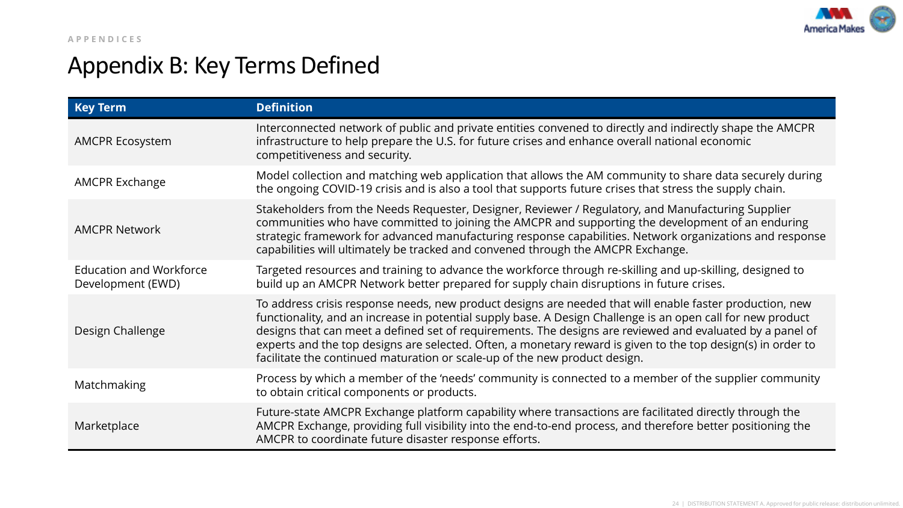APPENDICES

# Appendix B: Key Terms Defined

| Key Term | Definition |
|---|---|
| AMCPR Ecosystem | Interconnected network of public and private entities convened to directly and indirectly shape the AMCPR infrastructure to help prepare the U.S. for future crises and enhance overall national economic competitiveness and security. |
| AMCPR Exchange | Model collection and matching web application that allows the AM community to share data securely during the ongoing COVID-19 crisis and is also a tool that supports future crises that stress the supply chain. |
| AMCPR Network | Stakeholders from the Needs Requester, Designer, Reviewer / Regulatory, and Manufacturing Supplier communities who have committed to joining the AMCPR and supporting the development of an enduring strategic framework for advanced manufacturing response capabilities. Network organizations and response capabilities will ultimately be tracked and convened through the AMCPR Exchange. |
| Education and Workforce Development (EWD) | Targeted resources and training to advance the workforce through re-skilling and up-skilling, designed to build up an AMCPR Network better prepared for supply chain disruptions in future crises. |
| Design Challenge | To address crisis response needs, new product designs are needed that will enable faster production, new functionality, and an increase in potential supply base. A Design Challenge is an open call for new product designs that can meet a defined set of requirements. The designs are reviewed and evaluated by a panel of experts and the top designs are selected. Often, a monetary reward is given to the top design(s) in order to facilitate the continued maturation or scale-up of the new product design. |
| Matchmaking | Process by which a member of the 'needs' community is connected to a member of the supplier community to obtain critical components or products. |
| Marketplace | Future-state AMCPR Exchange platform capability where transactions are facilitated directly through the AMCPR Exchange, providing full visibility into the end-to-end process, and therefore better positioning the AMCPR to coordinate future disaster response efforts. |

DISTRIBUTION STATEMENT A. Approved for public release: distribution unlimited.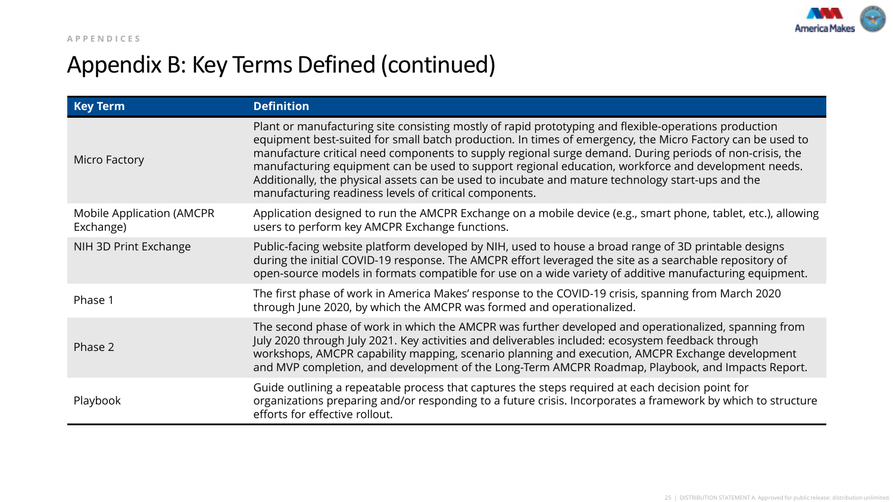APPENDICES

# Appendix B: Key Terms Defined (continued)

| Key Term | Definition |
|---|---|
| Micro Factory | Plant or manufacturing site consisting mostly of rapid prototyping and flexible-operations production equipment best-suited for small batch production. In times of emergency, the Micro Factory can be used to manufacture critical need components to supply regional surge demand. During periods of non-crisis, the manufacturing equipment can be used to support regional education, workforce and development needs. Additionally, the physical assets can be used to incubate and mature technology start-ups and the manufacturing readiness levels of critical components. |
| Mobile Application (AMCPR Exchange) | Application designed to run the AMCPR Exchange on a mobile device (e.g., smart phone, tablet, etc.), allowing users to perform key AMCPR Exchange functions. |
| NIH 3D Print Exchange | Public-facing website platform developed by NIH, used to house a broad range of 3D printable designs during the initial COVID-19 response. The AMCPR effort leveraged the site as a searchable repository of open-source models in formats compatible for use on a wide variety of additive manufacturing equipment. |
| Phase 1 | The first phase of work in America Makes' response to the COVID-19 crisis, spanning from March 2020 through June 2020, by which the AMCPR was formed and operationalized. |
| Phase 2 | The second phase of work in which the AMCPR was further developed and operationalized, spanning from July 2020 through July 2021. Key activities and deliverables included: ecosystem feedback through workshops, AMCPR capability mapping, scenario planning and execution, AMCPR Exchange development and MVP completion, and development of the Long-Term AMCPR Roadmap, Playbook, and Impacts Report. |
| Playbook | Guide outlining a repeatable process that captures the steps required at each decision point for organizations preparing and/or responding to a future crisis. Incorporates a framework by which to structure efforts for effective rollout. |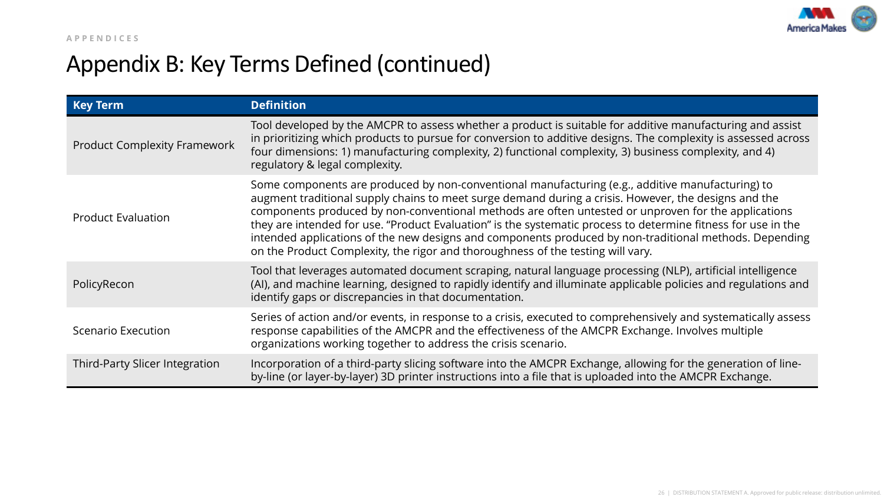APPENDICES

# Appendix B: Key Terms Defined (continued)

| Key Term | Definition |
| --- | --- |
| Product Complexity Framework | Tool developed by the AMCPR to assess whether a product is suitable for additive manufacturing and assist in prioritizing which products to pursue for conversion to additive designs. The complexity is assessed across four dimensions: 1) manufacturing complexity, 2) functional complexity, 3) business complexity, and 4) regulatory & legal complexity. |
| Product Evaluation | Some components are produced by non-conventional manufacturing (e.g., additive manufacturing) to augment traditional supply chains to meet surge demand during a crisis. However, the designs and the components produced by non-conventional methods are often untested or unproven for the applications they are intended for use. "Product Evaluation" is the systematic process to determine fitness for use in the intended applications of the new designs and components produced by non-traditional methods. Depending on the Product Complexity, the rigor and thoroughness of the testing will vary. |
| PolicyRecon | Tool that leverages automated document scraping, natural language processing (NLP), artificial intelligence (AI), and machine learning, designed to rapidly identify and illuminate applicable policies and regulations and identify gaps or discrepancies in that documentation. |
| Scenario Execution | Series of action and/or events, in response to a crisis, executed to comprehensively and systematically assess response capabilities of the AMCPR and the effectiveness of the AMCPR Exchange. Involves multiple organizations working together to address the crisis scenario. |
| Third-Party Slicer Integration | Incorporation of a third-party slicing software into the AMCPR Exchange, allowing for the generation of line-by-line (or layer-by-layer) 3D printer instructions into a file that is uploaded into the AMCPR Exchange. |

DISTRIBUTION STATEMENT A. Approved for public release: distribution unlimited.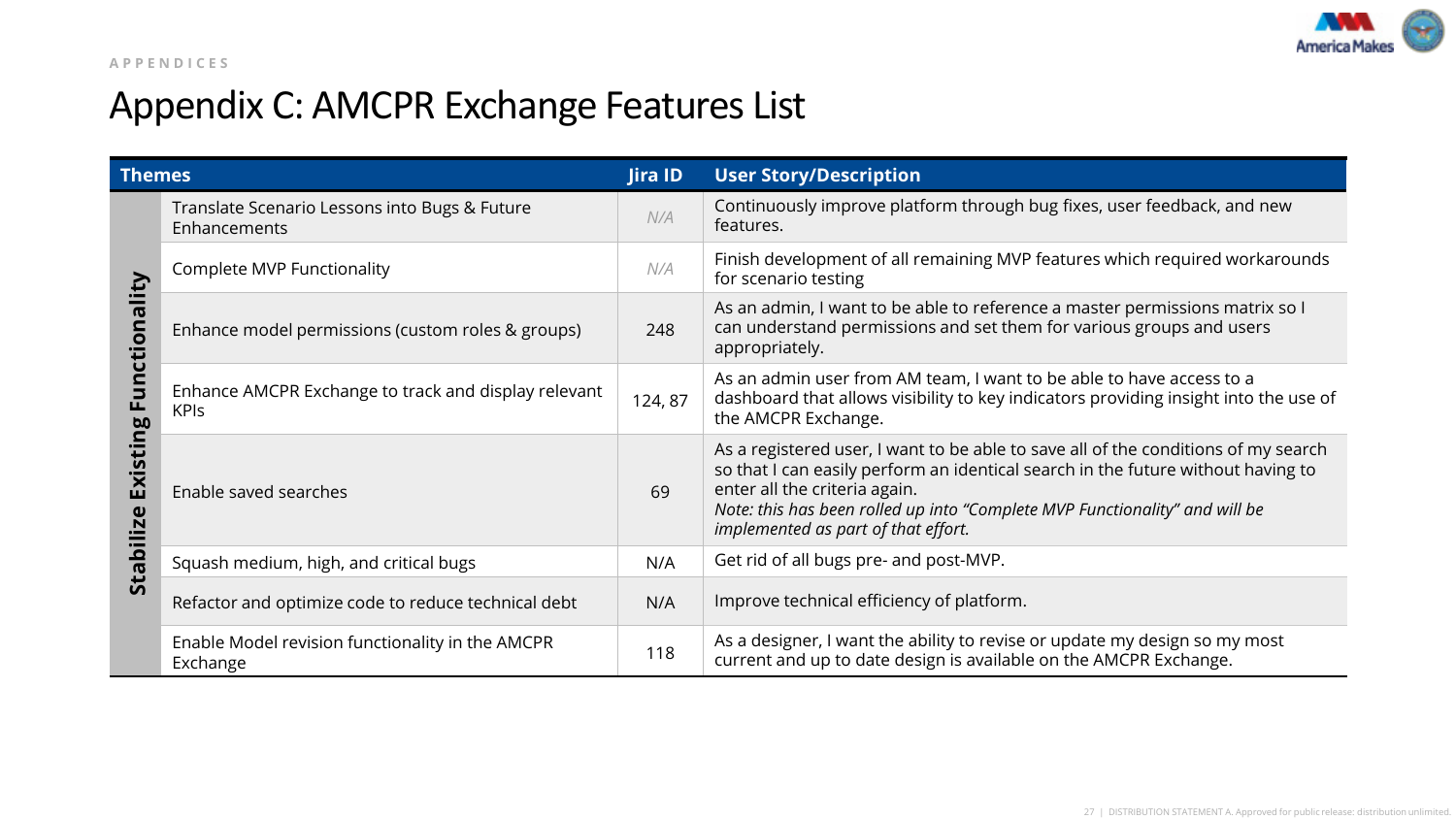APPENDICES

# Appendix C: AMCPR Exchange Features List

| Themes | | Jira ID | User Story/Description |
|---|---|---|---|
| Stabilize Existing Functionality | Translate Scenario Lessons into Bugs & Future Enhancements | N/A | Continuously improve platform through bug fixes, user feedback, and new features. |
| | Complete MVP Functionality | N/A | Finish development of all remaining MVP features which required workarounds for scenario testing |
| | Enhance model permissions (custom roles & groups) | 248 | As an admin, I want to be able to reference a master permissions matrix so I can understand permissions and set them for various groups and users appropriately. |
| | Enhance AMCPR Exchange to track and display relevant KPIs | 124, 87 | As an admin user from AM team, I want to be able to have access to a dashboard that allows visibility to key indicators providing insight into the use of the AMCPR Exchange. |
| | Enable saved searches | 69 | As a registered user, I want to be able to save all of the conditions of my search so that I can easily perform an identical search in the future without having to enter all the criteria again. *Note: this has been rolled up into "Complete MVP Functionality" and will be implemented as part of that effort.* |
| | Squash medium, high, and critical bugs | N/A | Get rid of all bugs pre- and post-MVP. |
| | Refactor and optimize code to reduce technical debt | N/A | Improve technical efficiency of platform. |
| | Enable Model revision functionality in the AMCPR Exchange | 118 | As a designer, I want the ability to revise or update my design so my most current and up to date design is available on the AMCPR Exchange. |

DISTRIBUTION STATEMENT A. Approved for public release: distribution unlimited.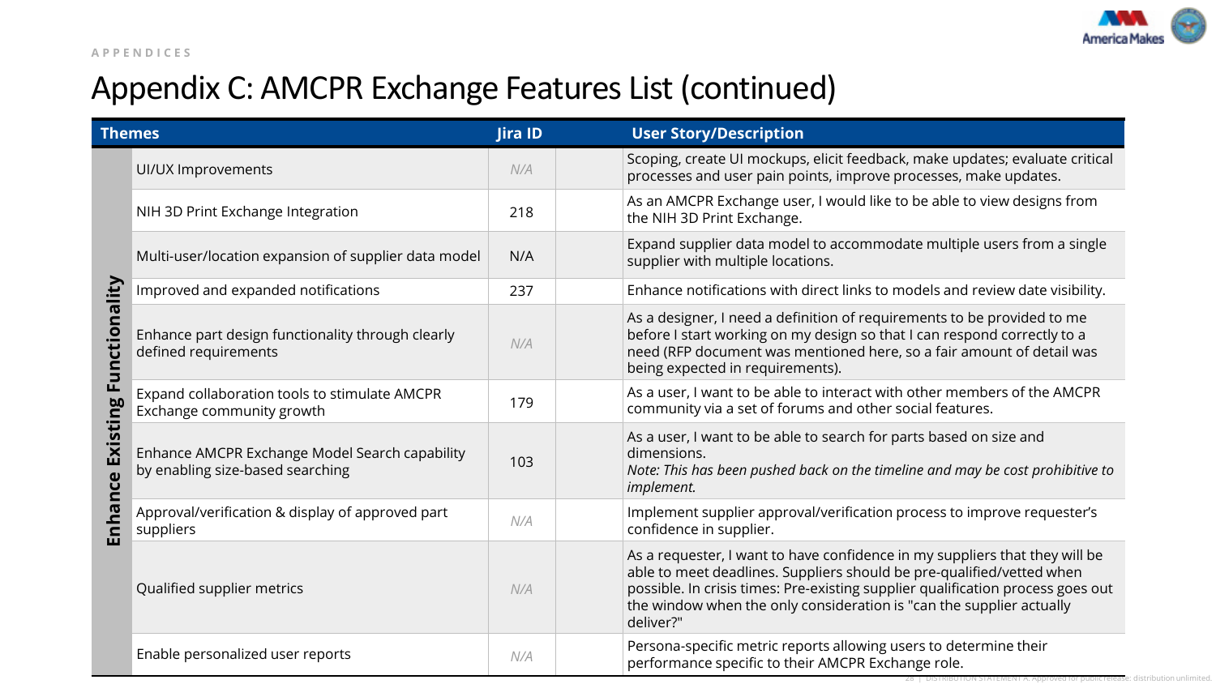APPENDICES

# Appendix C: AMCPR Exchange Features List (continued)

| Themes | | Jira ID | | User Story/Description |
|---|---|---|---|---|
| Enhance Existing Functionality | UI/UX Improvements | N/A | | Scoping, create UI mockups, elicit feedback, make updates; evaluate critical processes and user pain points, improve processes, make updates. |
| | NIH 3D Print Exchange Integration | 218 | | As an AMCPR Exchange user, I would like to be able to view designs from the NIH 3D Print Exchange. |
| | Multi-user/location expansion of supplier data model | N/A | | Expand supplier data model to accommodate multiple users from a single supplier with multiple locations. |
| | Improved and expanded notifications | 237 | | Enhance notifications with direct links to models and review date visibility. |
| | Enhance part design functionality through clearly defined requirements | N/A | | As a designer, I need a definition of requirements to be provided to me before I start working on my design so that I can respond correctly to a need (RFP document was mentioned here, so a fair amount of detail was being expected in requirements). |
| | Expand collaboration tools to stimulate AMCPR Exchange community growth | 179 | | As a user, I want to be able to interact with other members of the AMCPR community via a set of forums and other social features. |
| | Enhance AMCPR Exchange Model Search capability by enabling size-based searching | 103 | | As a user, I want to be able to search for parts based on size and dimensions. *Note: This has been pushed back on the timeline and may be cost prohibitive to implement.* |
| | Approval/verification & display of approved part suppliers | N/A | | Implement supplier approval/verification process to improve requester's confidence in supplier. |
| | Qualified supplier metrics | N/A | | As a requester, I want to have confidence in my suppliers that they will be able to meet deadlines. Suppliers should be pre-qualified/vetted when possible. In crisis times: Pre-existing supplier qualification process goes out the window when the only consideration is "can the supplier actually deliver?" |
| | Enable personalized user reports | N/A | | Persona-specific metric reports allowing users to determine their performance specific to their AMCPR Exchange role. |

DISTRIBUTION STATEMENT A. Approved for public release: distribution unlimited.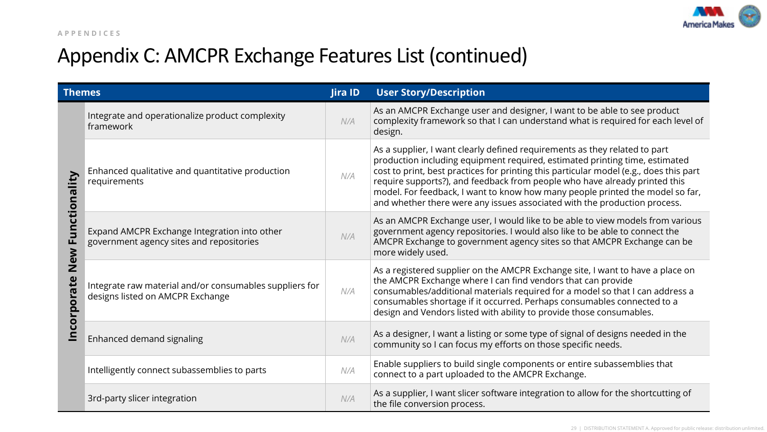APPENDICES

# Appendix C: AMCPR Exchange Features List (continued)

| Themes | | Jira ID | User Story/Description |
|---|---|---|---|
| Incorporate New Functionality | Integrate and operationalize product complexity framework | N/A | As an AMCPR Exchange user and designer, I want to be able to see product complexity framework so that I can understand what is required for each level of design. |
| | Enhanced qualitative and quantitative production requirements | N/A | As a supplier, I want clearly defined requirements as they related to part production including equipment required, estimated printing time, estimated cost to print, best practices for printing this particular model (e.g., does this part require supports?), and feedback from people who have already printed this model. For feedback, I want to know how many people printed the model so far, and whether there were any issues associated with the production process. |
| | Expand AMCPR Exchange Integration into other government agency sites and repositories | N/A | As an AMCPR Exchange user, I would like to be able to view models from various government agency repositories. I would also like to be able to connect the AMCPR Exchange to government agency sites so that AMCPR Exchange can be more widely used. |
| | Integrate raw material and/or consumables suppliers for designs listed on AMCPR Exchange | N/A | As a registered supplier on the AMCPR Exchange site, I want to have a place on the AMCPR Exchange where I can find vendors that can provide consumables/additional materials required for a model so that I can address a consumables shortage if it occurred. Perhaps consumables connected to a design and Vendors listed with ability to provide those consumables. |
| | Enhanced demand signaling | N/A | As a designer, I want a listing or some type of signal of designs needed in the community so I can focus my efforts on those specific needs. |
| | Intelligently connect subassemblies to parts | N/A | Enable suppliers to build single components or entire subassemblies that connect to a part uploaded to the AMCPR Exchange. |
| | 3rd-party slicer integration | N/A | As a supplier, I want slicer software integration to allow for the shortcutting of the file conversion process. |

DISTRIBUTION STATEMENT A. Approved for public release: distribution unlimited.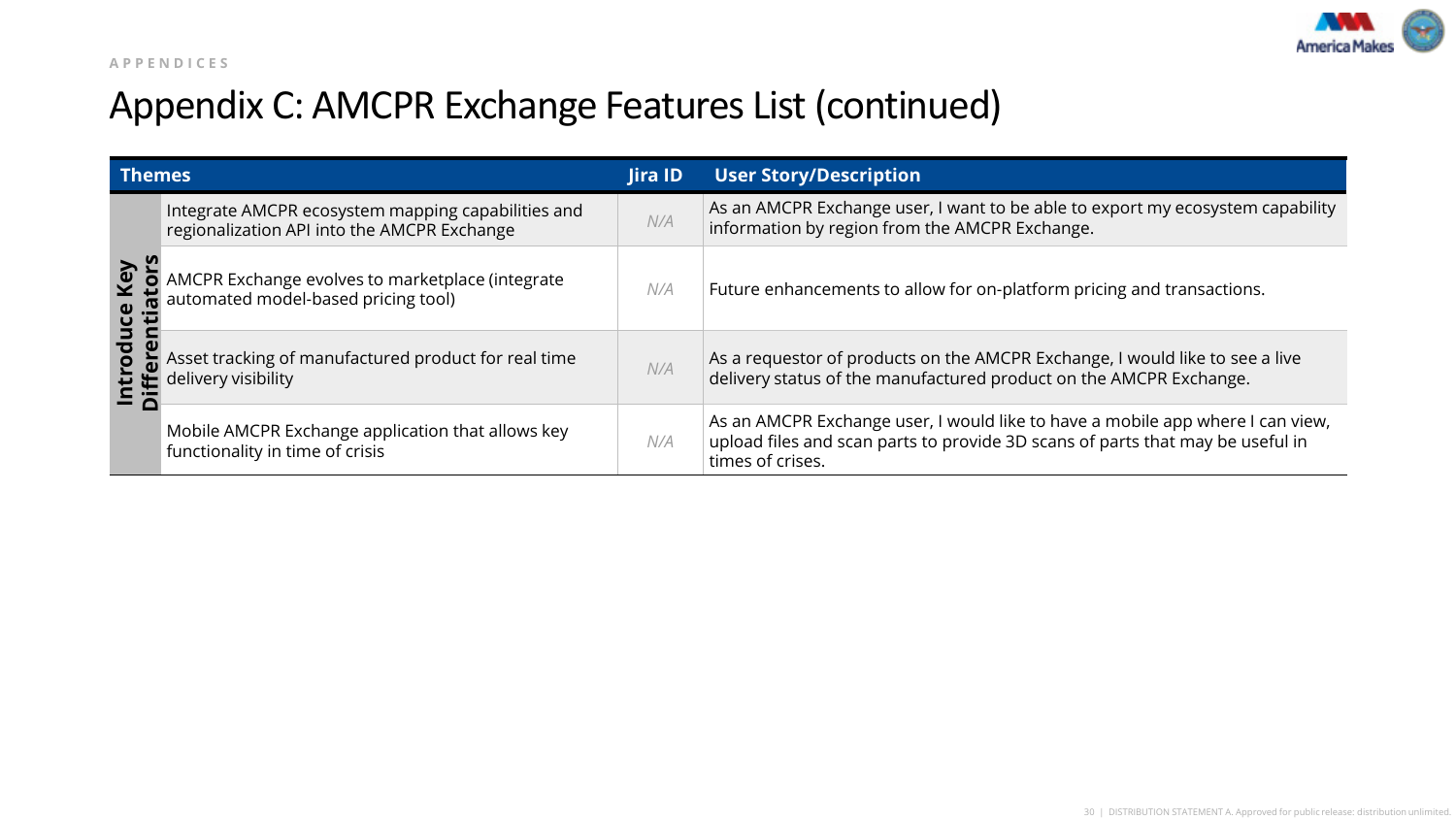APPENDICES

# Appendix C: AMCPR Exchange Features List (continued)

| Themes | | Jira ID | User Story/Description |
|---|---|---|---|
| Introduce Key Differentiators | Integrate AMCPR ecosystem mapping capabilities and regionalization API into the AMCPR Exchange | N/A | As an AMCPR Exchange user, I want to be able to export my ecosystem capability information by region from the AMCPR Exchange. |
| | AMCPR Exchange evolves to marketplace (integrate automated model-based pricing tool) | N/A | Future enhancements to allow for on-platform pricing and transactions. |
| | Asset tracking of manufactured product for real time delivery visibility | N/A | As a requestor of products on the AMCPR Exchange, I would like to see a live delivery status of the manufactured product on the AMCPR Exchange. |
| | Mobile AMCPR Exchange application that allows key functionality in time of crisis | N/A | As an AMCPR Exchange user, I would like to have a mobile app where I can view, upload files and scan parts to provide 3D scans of parts that may be useful in times of crises. |

DISTRIBUTION STATEMENT A. Approved for public release: distribution unlimited.